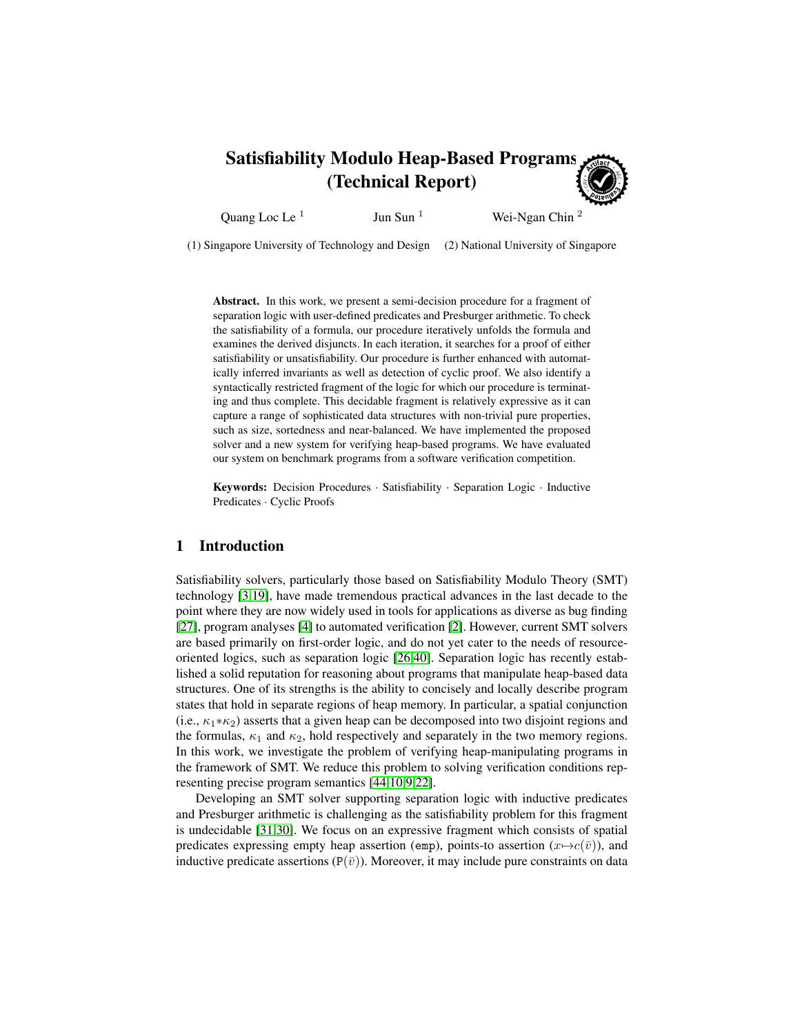# Satisfiability Modulo Heap-Based Programs (Technical Report)

Quang Loc Le [1] Jun Sun [1] Wei-Ngan Chin [2]

(1) Singapore University of Technology and Design (2) National University of Singapore

**Abstract.** In this work, we present a semi-decision procedure for a fragment of separation logic with user-defined predicates and Presburger arithmetic. To check the satisfiability of a formula, our procedure iteratively unfolds the formula and examines the derived disjuncts. In each iteration, it searches for a proof of either satisfiability or unsatisfiability. Our procedure is further enhanced with automatically inferred invariants as well as detection of cyclic proof. We also identify a syntactically restricted fragment of the logic for which our procedure is terminating and thus complete. This decidable fragment is relatively expressive as it can capture a range of sophisticated data structures with non-trivial pure properties, such as size, sortedness and near-balanced. We have implemented the proposed solver and a new system for verifying heap-based programs. We have evaluated our system on benchmark programs from a software verification competition.

**Keywords:** Decision Procedures · Satisfiability · Separation Logic · Inductive Predicates · Cyclic Proofs

## 1 Introduction

Satisfiability solvers, particularly those based on Satisfiability Modulo Theory (SMT) technology [3,19], have made tremendous practical advances in the last decade to the point where they are now widely used in tools for applications as diverse as bug finding [27], program analyses [4] to automated verification [2]. However, current SMT solvers are based primarily on first-order logic, and do not yet cater to the needs of resource-oriented logics, such as separation logic [26,40]. Separation logic has recently established a solid reputation for reasoning about programs that manipulate heap-based data structures. One of its strengths is the ability to concisely and locally describe program states that hold in separate regions of heap memory. In particular, a spatial conjunction (i.e., $\kappa_1 {*} \kappa_2$) asserts that a given heap can be decomposed into two disjoint regions and the formulas, $\kappa_1$ and $\kappa_2$, hold respectively and separately in the two memory regions. In this work, we investigate the problem of verifying heap-manipulating programs in the framework of SMT. We reduce this problem to solving verification conditions representing precise program semantics [44,10,9,22].

Developing an SMT solver supporting separation logic with inductive predicates and Presburger arithmetic is challenging as the satisfiability problem for this fragment is undecidable [31,30]. We focus on an expressive fragment which consists of spatial predicates expressing empty heap assertion (emp), points-to assertion ($x{\mapsto}c(\bar{v})$), and inductive predicate assertions ($\mathtt{P}(\bar{v})$). Moreover, it may include pure constraints on data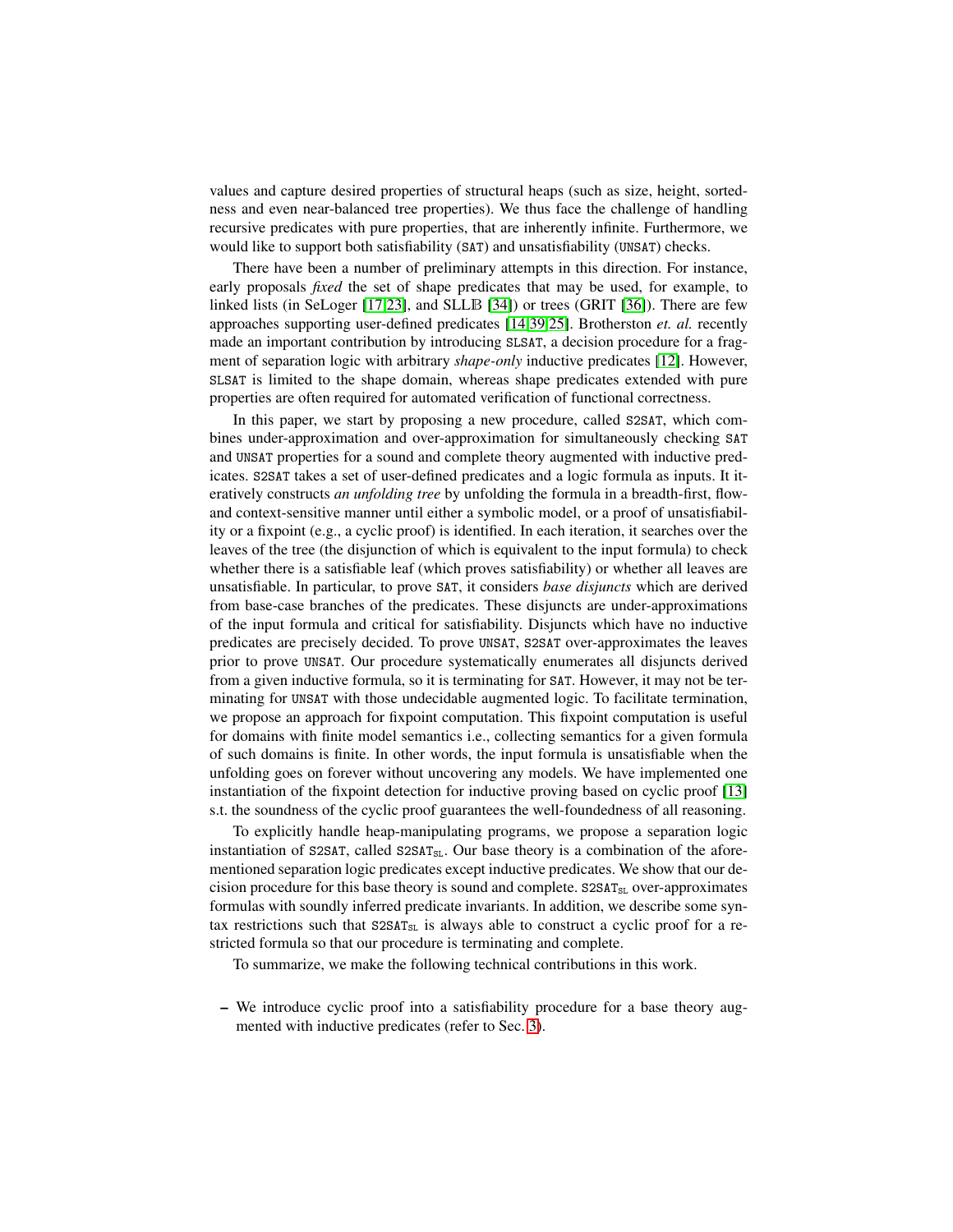values and capture desired properties of structural heaps (such as size, height, sortedness and even near-balanced tree properties). We thus face the challenge of handling recursive predicates with pure properties, that are inherently infinite. Furthermore, we would like to support both satisfiability (SAT) and unsatisfiability (UNSAT) checks.

There have been a number of preliminary attempts in this direction. For instance, early proposals *fixed* the set of shape predicates that may be used, for example, to linked lists (in SeLoger [17,23], and SLLB [34]) or trees (GRIT [36]). There are few approaches supporting user-defined predicates [14,39,25]. Brotherston *et. al.* recently made an important contribution by introducing SLSAT, a decision procedure for a fragment of separation logic with arbitrary *shape-only* inductive predicates [12]. However, SLSAT is limited to the shape domain, whereas shape predicates extended with pure properties are often required for automated verification of functional correctness.

In this paper, we start by proposing a new procedure, called S2SAT, which combines under-approximation and over-approximation for simultaneously checking SAT and UNSAT properties for a sound and complete theory augmented with inductive predicates. S2SAT takes a set of user-defined predicates and a logic formula as inputs. It iteratively constructs *an unfolding tree* by unfolding the formula in a breadth-first, flow- and context-sensitive manner until either a symbolic model, or a proof of unsatisfiability or a fixpoint (e.g., a cyclic proof) is identified. In each iteration, it searches over the leaves of the tree (the disjunction of which is equivalent to the input formula) to check whether there is a satisfiable leaf (which proves satisfiability) or whether all leaves are unsatisfiable. In particular, to prove SAT, it considers *base disjuncts* which are derived from base-case branches of the predicates. These disjuncts are under-approximations of the input formula and critical for satisfiability. Disjuncts which have no inductive predicates are precisely decided. To prove UNSAT, S2SAT over-approximates the leaves prior to prove UNSAT. Our procedure systematically enumerates all disjuncts derived from a given inductive formula, so it is terminating for SAT. However, it may not be terminating for UNSAT with those undecidable augmented logic. To facilitate termination, we propose an approach for fixpoint computation. This fixpoint computation is useful for domains with finite model semantics i.e., collecting semantics for a given formula of such domains is finite. In other words, the input formula is unsatisfiable when the unfolding goes on forever without uncovering any models. We have implemented one instantiation of the fixpoint detection for inductive proving based on cyclic proof [13] s.t. the soundness of the cyclic proof guarantees the well-foundedness of all reasoning.

To explicitly handle heap-manipulating programs, we propose a separation logic instantiation of S2SAT, called $\text{S2SAT}_{\text{SL}}$. Our base theory is a combination of the aforementioned separation logic predicates except inductive predicates. We show that our decision procedure for this base theory is sound and complete. $\text{S2SAT}_{\text{SL}}$ over-approximates formulas with soundly inferred predicate invariants. In addition, we describe some syntax restrictions such that $\text{S2SAT}_{\text{SL}}$ is always able to construct a cyclic proof for a restricted formula so that our procedure is terminating and complete.

To summarize, we make the following technical contributions in this work.

- We introduce cyclic proof into a satisfiability procedure for a base theory augmented with inductive predicates (refer to Sec. 3).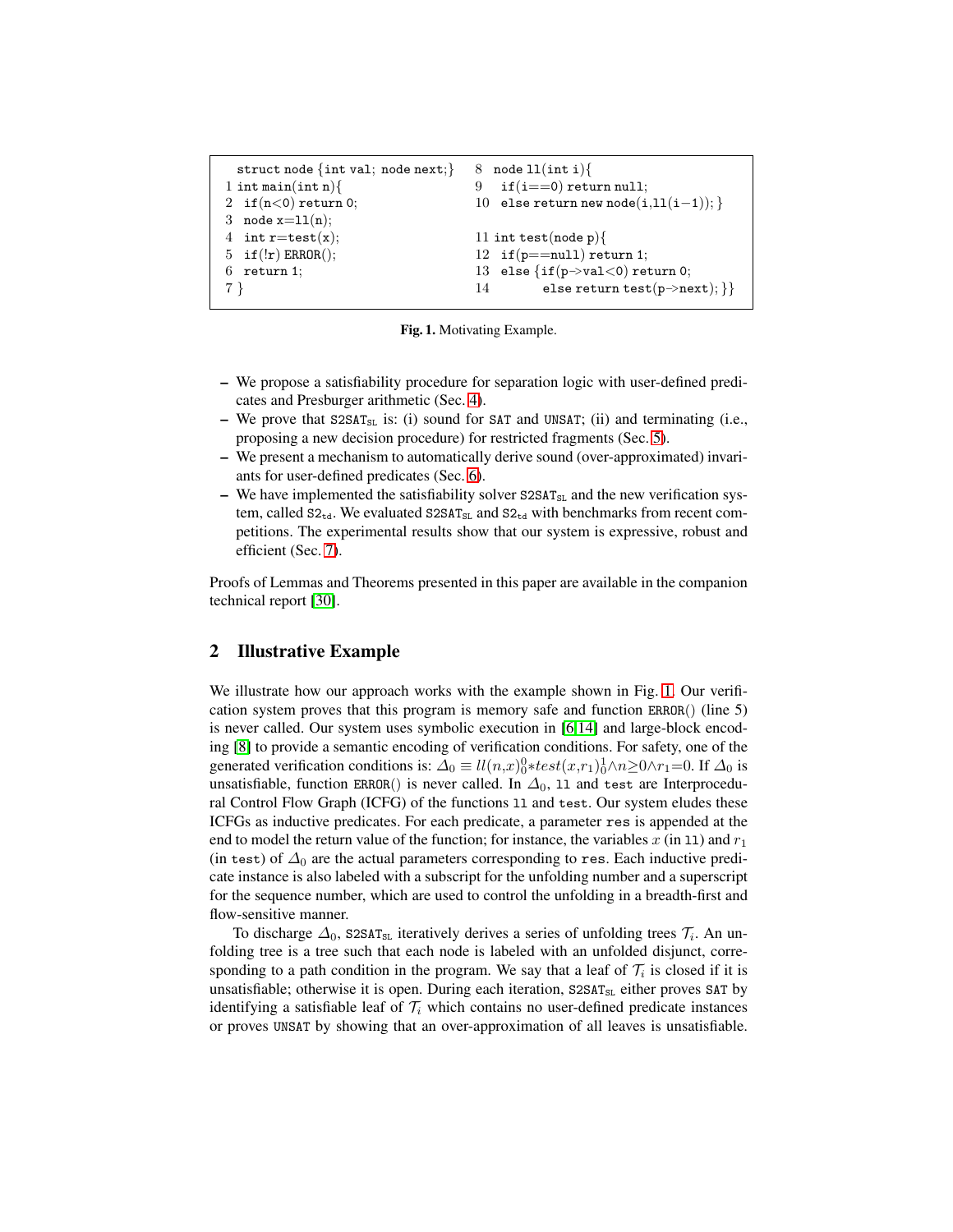```
   struct node {int val; node next;}       8  node ll(int i){
 1 int main(int n){                        9    if(i==0) return null;
 2   if(n<0) return 0;                     10   else return new node(i,ll(i−1)); }
 3   node x=ll(n);
 4   int r=test(x);                        11 int test(node p){
 5   if(!r) ERROR();                       12   if(p==null) return 1;
 6   return 1;                             13   else {if(p->val<0) return 0;
 7 }                                       14         else return test(p->next); }}
```

**Fig. 1.** Motivating Example.

- We propose a satisfiability procedure for separation logic with user-defined predicates and Presburger arithmetic (Sec. 4).
- We prove that $\texttt{S2SAT}_{\texttt{SL}}$ is: (i) sound for SAT and UNSAT; (ii) and terminating (i.e., proposing a new decision procedure) for restricted fragments (Sec. 5).
- We present a mechanism to automatically derive sound (over-approximated) invariants for user-defined predicates (Sec. 6).
- We have implemented the satisfiability solver $\texttt{S2SAT}_{\texttt{SL}}$ and the new verification system, called $\texttt{S2}_{\texttt{td}}$. We evaluated $\texttt{S2SAT}_{\texttt{SL}}$ and $\texttt{S2}_{\texttt{td}}$ with benchmarks from recent competitions. The experimental results show that our system is expressive, robust and efficient (Sec. 7).

Proofs of Lemmas and Theorems presented in this paper are available in the companion technical report [30].

## 2 Illustrative Example

We illustrate how our approach works with the example shown in Fig. 1. Our verification system proves that this program is memory safe and function ERROR() (line 5) is never called. Our system uses symbolic execution in [6,14] and large-block encoding [8] to provide a semantic encoding of verification conditions. For safety, one of the generated verification conditions is: $\Delta_0 \equiv ll(n,x)_0^0{*}test(x,r_1)_0^1{\wedge}n{\geq}0{\wedge}r_1{=}0$. If $\Delta_0$ is unsatisfiable, function ERROR() is never called. In $\Delta_0$, ll and test are Interprocedural Control Flow Graph (ICFG) of the functions ll and test. Our system eludes these ICFGs as inductive predicates. For each predicate, a parameter res is appended at the end to model the return value of the function; for instance, the variables $x$ (in ll) and $r_1$ (in test) of $\Delta_0$ are the actual parameters corresponding to res. Each inductive predicate instance is also labeled with a subscript for the unfolding number and a superscript for the sequence number, which are used to control the unfolding in a breadth-first and flow-sensitive manner.

To discharge $\Delta_0$, $\texttt{S2SAT}_{\texttt{SL}}$ iteratively derives a series of unfolding trees $\mathcal{T}_i$. An unfolding tree is a tree such that each node is labeled with an unfolded disjunct, corresponding to a path condition in the program. We say that a leaf of $\mathcal{T}_i$ is closed if it is unsatisfiable; otherwise it is open. During each iteration, $\texttt{S2SAT}_{\texttt{SL}}$ either proves SAT by identifying a satisfiable leaf of $\mathcal{T}_i$ which contains no user-defined predicate instances or proves UNSAT by showing that an over-approximation of all leaves is unsatisfiable.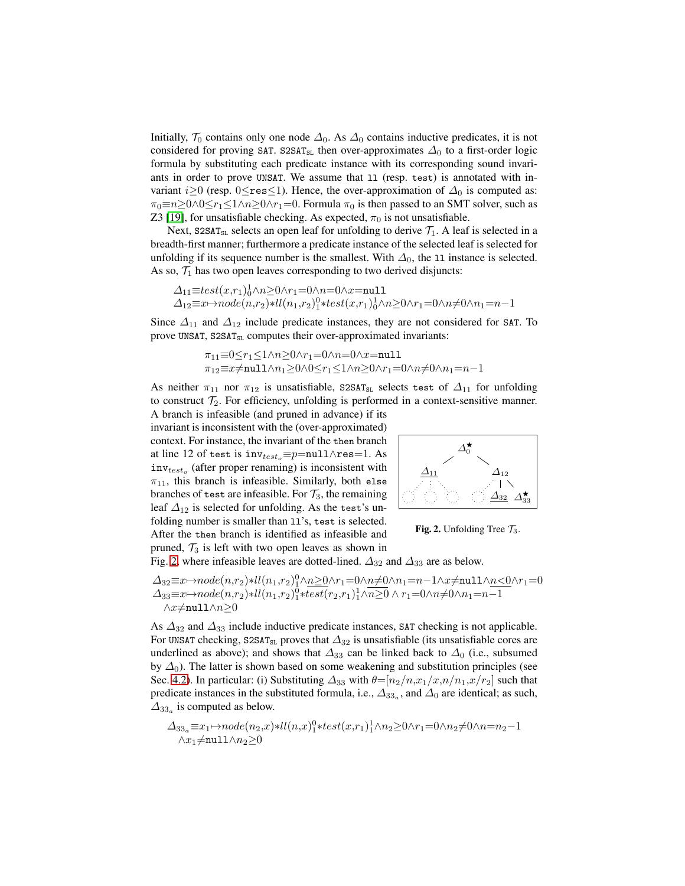Initially, $\mathcal{T}_0$ contains only one node $\Delta_0$. As $\Delta_0$ contains inductive predicates, it is not considered for proving SAT. S2SAT$_{\texttt{SL}}$ then over-approximates $\Delta_0$ to a first-order logic formula by substituting each predicate instance with its corresponding sound invariants in order to prove UNSAT. We assume that `ll` (resp. `test`) is annotated with invariant $i{\geq}0$ (resp. $0{\leq}\texttt{res}{\leq}1$). Hence, the over-approximation of $\Delta_0$ is computed as: $\pi_0{\equiv}n{\geq}0{\wedge}0{\leq}r_1{\leq}1{\wedge}n{\geq}0{\wedge}r_1{=}0$. Formula $\pi_0$ is then passed to an SMT solver, such as Z3 [19], for unsatisfiable checking. As expected, $\pi_0$ is not unsatisfiable.

Next, S2SAT$_{\texttt{SL}}$ selects an open leaf for unfolding to derive $\mathcal{T}_1$. A leaf is selected in a breadth-first manner; furthermore a predicate instance of the selected leaf is selected for unfolding if its sequence number is the smallest. With $\Delta_0$, the `ll` instance is selected. As so, $\mathcal{T}_1$ has two open leaves corresponding to two derived disjuncts:

$$\Delta_{11}{\equiv}test(x,r_1)_0^1{\wedge}n{\geq}0{\wedge}r_1{=}0{\wedge}n{=}0{\wedge}x{=}\texttt{null}$$
$$\Delta_{12}{\equiv}x{\mapsto}node(n,r_2){*}ll(n_1,r_2)_1^0{*}test(x,r_1)_0^1{\wedge}n{\geq}0{\wedge}r_1{=}0{\wedge}n{\neq}0{\wedge}n_1{=}n{-}1$$

Since $\Delta_{11}$ and $\Delta_{12}$ include predicate instances, they are not considered for SAT. To prove UNSAT, S2SAT$_{\texttt{SL}}$ computes their over-approximated invariants:

$$\pi_{11}{\equiv}0{\leq}r_1{\leq}1{\wedge}n{\geq}0{\wedge}r_1{=}0{\wedge}n{=}0{\wedge}x{=}\texttt{null}$$
$$\pi_{12}{\equiv}x{\neq}\texttt{null}{\wedge}n_1{\geq}0{\wedge}0{\leq}r_1{\leq}1{\wedge}n{\geq}0{\wedge}r_1{=}0{\wedge}n{\neq}0{\wedge}n_1{=}n{-}1$$

As neither $\pi_{11}$ nor $\pi_{12}$ is unsatisfiable, S2SAT$_{\texttt{SL}}$ selects `test` of $\Delta_{11}$ for unfolding to construct $\mathcal{T}_2$. For efficiency, unfolding is performed in a context-sensitive manner. A branch is infeasible (and pruned in advance) if its invariant is inconsistent with the (over-approximated) context. For instance, the invariant of the `then` branch at line 12 of `test` is $\texttt{inv}_{test_o}{\equiv}p{=}\texttt{null}{\wedge}\texttt{res}{=}1$. As $\texttt{inv}_{test_o}$ (after proper renaming) is inconsistent with $\pi_{11}$, this branch is infeasible. Similarly, both `else` branches of `test` are infeasible. For $\mathcal{T}_3$, the remaining leaf $\Delta_{12}$ is selected for unfolding. As the `test`'s unfolding number is smaller than `ll`'s, `test` is selected. After the `then` branch is identified as infeasible and pruned, $\mathcal{T}_3$ is left with two open leaves as shown in Fig. 2, where infeasible leaves are dotted-lined. $\Delta_{32}$ and $\Delta_{33}$ are as below.

**Fig. 2.** Unfolding Tree $\mathcal{T}_3$.

$$\Delta_{32}{\equiv}x{\mapsto}node(n,r_2){*}ll(n_1,r_2)_1^0{\wedge}\underline{n{\geq}0}{\wedge}r_1{=}0{\wedge}\underline{n{\neq}0}{\wedge}n_1{=}n{-}1{\wedge}x{\neq}\texttt{null}{\wedge}\underline{n{<}0}{\wedge}r_1{=}0$$
$$\Delta_{33}{\equiv}x{\mapsto}node(n,r_2){*}ll(n_1,r_2)_1^0{*}test(r_2,r_1)_1^1{\wedge}n{\geq}0 \wedge r_1{=}0{\wedge}n{\neq}0{\wedge}n_1{=}n{-}1 {\wedge}x{\neq}\texttt{null}{\wedge}n{\geq}0$$

As $\Delta_{32}$ and $\Delta_{33}$ include inductive predicate instances, SAT checking is not applicable. For UNSAT checking, S2SAT$_{\texttt{SL}}$ proves that $\Delta_{32}$ is unsatisfiable (its unsatisfiable cores are underlined as above); and shows that $\Delta_{33}$ can be linked back to $\Delta_0$ (i.e., subsumed by $\Delta_0$). The latter is shown based on some weakening and substitution principles (see Sec. 4.2). In particular: (i) Substituting $\Delta_{33}$ with $\theta{=}[n_2/n,x_1/x,n/n_1,x/r_2]$ such that predicate instances in the substituted formula, i.e., $\Delta_{33_a}$, and $\Delta_0$ are identical; as such, $\Delta_{33_a}$ is computed as below.

$$\Delta_{33_a}{\equiv}x_1{\mapsto}node(n_2,x){*}ll(n,x)_1^0{*}test(x,r_1)_1^1{\wedge}n_2{\geq}0{\wedge}r_1{=}0{\wedge}n_2{\neq}0{\wedge}n{=}n_2{-}1 {\wedge}x_1{\neq}\texttt{null}{\wedge}n_2{\geq}0$$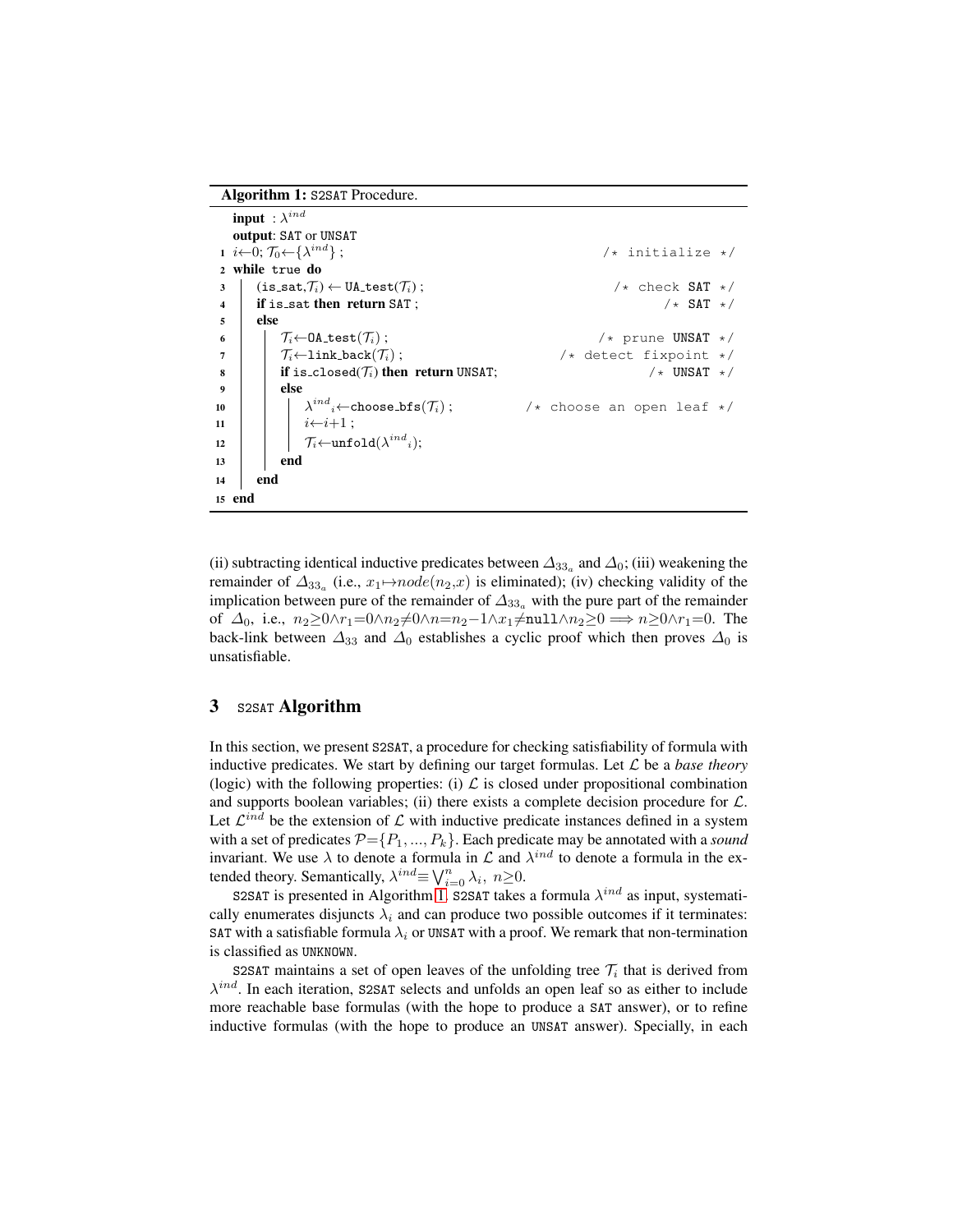**Algorithm 1:** S2SAT Procedure.

```
   input : λ^ind
   output: SAT or UNSAT
 1 i←0; T_0←{λ^ind} ;                                  /* initialize */
 2 while true do
 3   (is_sat,T_i) ← UA_test(T_i) ;                      /* check SAT */
 4   if is_sat then return SAT ;                        /* SAT */
 5   else
 6     T_i←OA_test(T_i) ;                               /* prune UNSAT */
 7     T_i←link_back(T_i) ;                             /* detect fixpoint */
 8     if is_closed(T_i) then return UNSAT;             /* UNSAT */
 9     else
10       λ^ind_i←choose_bfs(T_i) ;                      /* choose an open leaf */
11       i←i+1 ;
12       T_i←unfold(λ^ind_i);
13     end
14   end
15 end
```

(ii) subtracting identical inductive predicates between $\Delta_{33_a}$ and $\Delta_0$; (iii) weakening the remainder of $\Delta_{33_a}$ (i.e., $x_1{\mapsto}node(n_2,x)$ is eliminated); (iv) checking validity of the implication between pure of the remainder of $\Delta_{33_a}$ with the pure part of the remainder of $\Delta_0$, i.e., $n_2{\geq}0{\wedge}r_1{=}0{\wedge}n_2{\neq}0{\wedge}n{=}n_2{-}1{\wedge}x_1{\neq}\texttt{null}{\wedge}n_2{\geq}0 \implies n{\geq}0{\wedge}r_1{=}0$. The back-link between $\Delta_{33}$ and $\Delta_0$ establishes a cyclic proof which then proves $\Delta_0$ is unsatisfiable.

## 3 S2SAT Algorithm

In this section, we present S2SAT, a procedure for checking satisfiability of formula with inductive predicates. We start by defining our target formulas. Let $\mathcal{L}$ be a *base theory* (logic) with the following properties: (i) $\mathcal{L}$ is closed under propositional combination and supports boolean variables; (ii) there exists a complete decision procedure for $\mathcal{L}$. Let $\mathcal{L}^{ind}$ be the extension of $\mathcal{L}$ with inductive predicate instances defined in a system with a set of predicates $\mathcal{P}{=}\{P_1, ..., P_k\}$. Each predicate may be annotated with a *sound* invariant. We use $\lambda$ to denote a formula in $\mathcal{L}$ and $\lambda^{ind}$ to denote a formula in the extended theory. Semantically, $\lambda^{ind}{\equiv}\bigvee_{i=0}^{n} \lambda_i,\ n{\geq}0$.

S2SAT is presented in Algorithm 1. S2SAT takes a formula $\lambda^{ind}$ as input, systematically enumerates disjuncts $\lambda_i$ and can produce two possible outcomes if it terminates: SAT with a satisfiable formula $\lambda_i$ or UNSAT with a proof. We remark that non-termination is classified as UNKNOWN.

S2SAT maintains a set of open leaves of the unfolding tree $\mathcal{T}_i$ that is derived from $\lambda^{ind}$. In each iteration, S2SAT selects and unfolds an open leaf so as either to include more reachable base formulas (with the hope to produce a SAT answer), or to refine inductive formulas (with the hope to produce an UNSAT answer). Specially, in each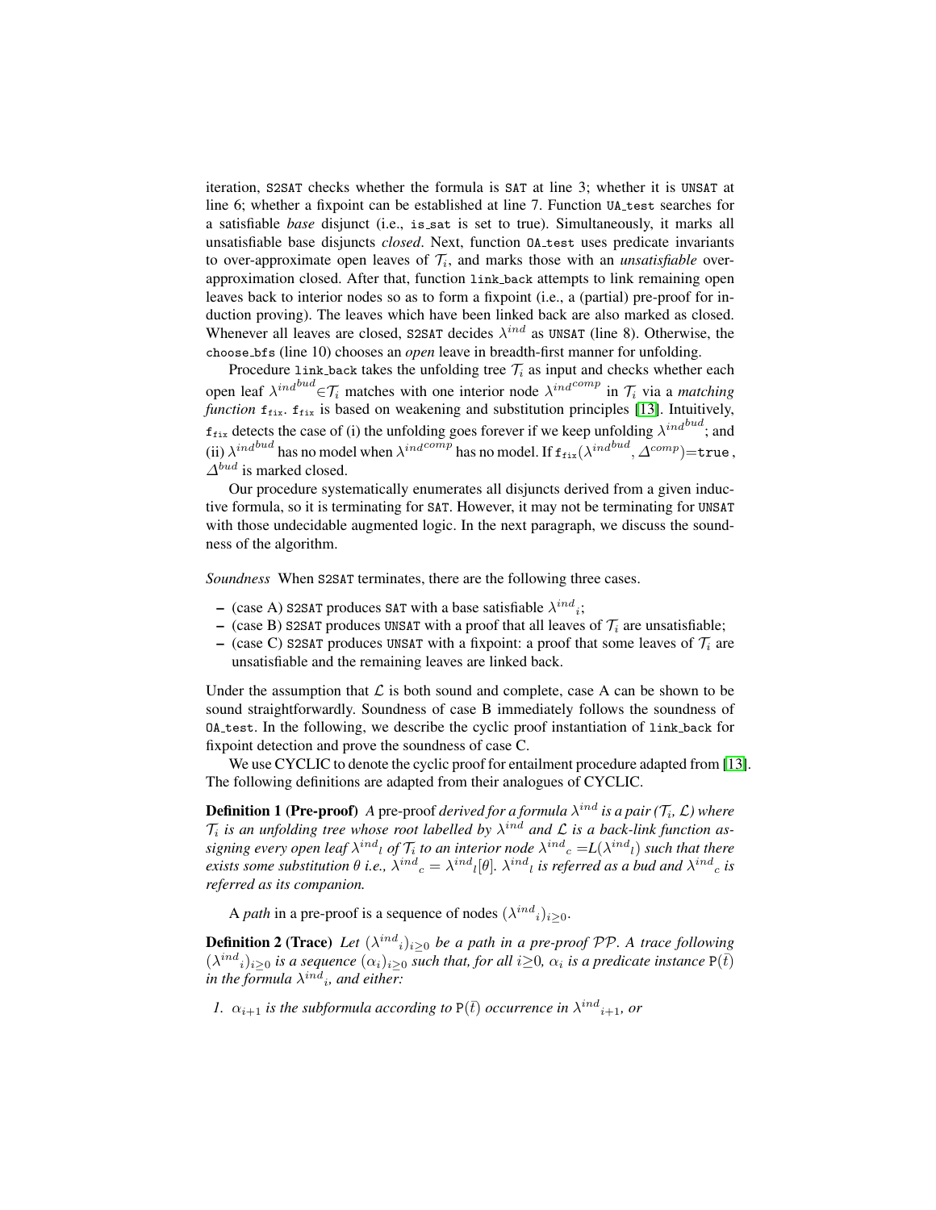iteration, S2SAT checks whether the formula is SAT at line 3; whether it is UNSAT at line 6; whether a fixpoint can be established at line 7. Function UA_test searches for a satisfiable *base* disjunct (i.e., is_sat is set to true). Simultaneously, it marks all unsatisfiable base disjuncts *closed*. Next, function OA_test uses predicate invariants to over-approximate open leaves of $\mathcal{T}_i$, and marks those with an *unsatisfiable* over-approximation closed. After that, function link_back attempts to link remaining open leaves back to interior nodes so as to form a fixpoint (i.e., a (partial) pre-proof for induction proving). The leaves which have been linked back are also marked as closed. Whenever all leaves are closed, S2SAT decides $\lambda^{ind}$ as UNSAT (line 8). Otherwise, the choose_bfs (line 10) chooses an *open* leave in breadth-first manner for unfolding.

Procedure link_back takes the unfolding tree $\mathcal{T}_i$ as input and checks whether each open leaf $\lambda^{ind^{bud}} \in \mathcal{T}_i$ matches with one interior node $\lambda^{ind^{comp}}$ in $\mathcal{T}_i$ via a *matching function* $\mathtt{f_{fix}}$. $\mathtt{f_{fix}}$ is based on weakening and substitution principles [13]. Intuitively, $\mathtt{f_{fix}}$ detects the case of (i) the unfolding goes forever if we keep unfolding $\lambda^{ind^{bud}}$; and (ii) $\lambda^{ind^{bud}}$ has no model when $\lambda^{ind^{comp}}$ has no model. If $\mathtt{f_{fix}}(\lambda^{ind^{bud}}, \Delta^{comp})=\mathtt{true}$, $\Delta^{bud}$ is marked closed.

Our procedure systematically enumerates all disjuncts derived from a given inductive formula, so it is terminating for SAT. However, it may not be terminating for UNSAT with those undecidable augmented logic. In the next paragraph, we discuss the soundness of the algorithm.

*Soundness* When S2SAT terminates, there are the following three cases.

- (case A) S2SAT produces SAT with a base satisfiable $\lambda^{ind}{}_i$;
- (case B) S2SAT produces UNSAT with a proof that all leaves of $\mathcal{T}_i$ are unsatisfiable;
- (case C) S2SAT produces UNSAT with a fixpoint: a proof that some leaves of $\mathcal{T}_i$ are unsatisfiable and the remaining leaves are linked back.

Under the assumption that $\mathcal{L}$ is both sound and complete, case A can be shown to be sound straightforwardly. Soundness of case B immediately follows the soundness of OA_test. In the following, we describe the cyclic proof instantiation of link_back for fixpoint detection and prove the soundness of case C.

We use CYCLIC to denote the cyclic proof for entailment procedure adapted from [13]. The following definitions are adapted from their analogues of CYCLIC.

**Definition 1 (Pre-proof)** *A* pre-proof *derived for a formula $\lambda^{ind}$ is a pair ($\mathcal{T}_i$, $\mathcal{L}$) where $\mathcal{T}_i$ is an unfolding tree whose root labelled by $\lambda^{ind}$ and $\mathcal{L}$ is a back-link function assigning every open leaf $\lambda^{ind}{}_l$ of $\mathcal{T}_i$ to an interior node $\lambda^{ind}{}_c = L(\lambda^{ind}{}_l)$ such that there exists some substitution $\theta$ i.e., $\lambda^{ind}{}_c = \lambda^{ind}{}_l[\theta]$. $\lambda^{ind}{}_l$ is referred as a bud and $\lambda^{ind}{}_c$ is referred as its companion.*

A *path* in a pre-proof is a sequence of nodes $(\lambda^{ind}{}_i)_{i\geq 0}$.

**Definition 2 (Trace)** *Let $(\lambda^{ind}{}_i)_{i\geq 0}$ be a path in a pre-proof $\mathcal{PP}$. A trace following $(\lambda^{ind}{}_i)_{i\geq 0}$ is a sequence $(\alpha_i)_{i\geq 0}$ such that, for all $i\geq 0$, $\alpha_i$ is a predicate instance $\mathtt{P}(\bar{t})$ in the formula $\lambda^{ind}{}_i$, and either:*

1. *$\alpha_{i+1}$ is the subformula according to $\mathtt{P}(\bar{t})$ occurrence in $\lambda^{ind}{}_{i+1}$, or*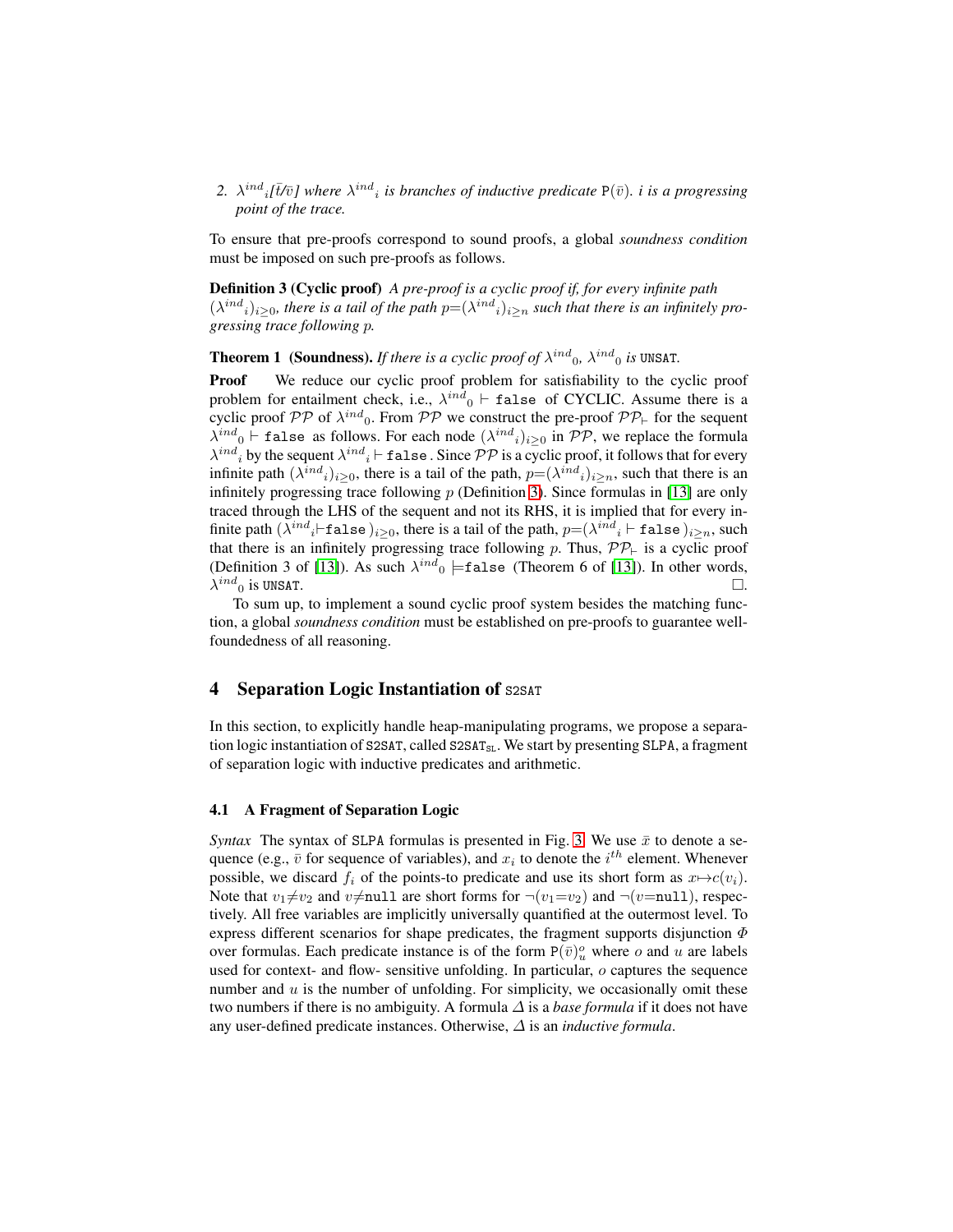2. ${\lambda^{ind}}_i[\bar{t}/\bar{v}]$ *where* ${\lambda^{ind}}_i$ *is branches of inductive predicate* $\mathtt{P}(\bar{v})$*. $i$ is a progressing point of the trace.*

To ensure that pre-proofs correspond to sound proofs, a global *soundness condition* must be imposed on such pre-proofs as follows.

**Definition 3 (Cyclic proof)** *A pre-proof is a cyclic proof if, for every infinite path* $({\lambda^{ind}}_i)_{i\geq 0}$*, there is a tail of the path* $p{=}({\lambda^{ind}}_i)_{i\geq n}$ *such that there is an infinitely progressing trace following* $p$*.*

**Theorem 1 (Soundness).** *If there is a cyclic proof of* ${\lambda^{ind}}_0$*,* ${\lambda^{ind}}_0$ *is* `UNSAT`*.*

**Proof** We reduce our cyclic proof problem for satisfiability to the cyclic proof problem for entailment check, i.e., ${\lambda^{ind}}_0 \vdash \mathtt{false}$ of CYCLIC. Assume there is a cyclic proof $\mathcal{PP}$ of ${\lambda^{ind}}_0$. From $\mathcal{PP}$ we construct the pre-proof $\mathcal{PP}_{\vdash}$ for the sequent ${\lambda^{ind}}_0 \vdash \mathtt{false}$ as follows. For each node $({\lambda^{ind}}_i)_{i\geq 0}$ in $\mathcal{PP}$, we replace the formula ${\lambda^{ind}}_i$ by the sequent ${\lambda^{ind}}_i \vdash \mathtt{false}$. Since $\mathcal{PP}$ is a cyclic proof, it follows that for every infinite path $({\lambda^{ind}}_i)_{i\geq 0}$, there is a tail of the path, $p{=}({\lambda^{ind}}_i)_{i\geq n}$, such that there is an infinitely progressing trace following $p$ (Definition 3). Since formulas in [13] are only traced through the LHS of the sequent and not its RHS, it is implied that for every infinite path $({\lambda^{ind}}_i{\vdash}\mathtt{false})_{i\geq 0}$, there is a tail of the path, $p{=}({\lambda^{ind}}_i \vdash \mathtt{false})_{i\geq n}$, such that there is an infinitely progressing trace following $p$. Thus, $\mathcal{PP}_{\vdash}$ is a cyclic proof (Definition 3 of [13]). As such ${\lambda^{ind}}_0 \models \mathtt{false}$ (Theorem 6 of [13]). In other words, ${\lambda^{ind}}_0$ is `UNSAT`. □.

To sum up, to implement a sound cyclic proof system besides the matching function, a global *soundness condition* must be established on pre-proofs to guarantee well-foundedness of all reasoning.

## 4 Separation Logic Instantiation of S2SAT

In this section, to explicitly handle heap-manipulating programs, we propose a separation logic instantiation of S2SAT, called $\mathtt{S2SAT_{SL}}$. We start by presenting SLPA, a fragment of separation logic with inductive predicates and arithmetic.

### 4.1 A Fragment of Separation Logic

*Syntax* The syntax of SLPA formulas is presented in Fig. 3. We use $\bar{x}$ to denote a sequence (e.g., $\bar{v}$ for sequence of variables), and $x_i$ to denote the $i^{th}$ element. Whenever possible, we discard $f_i$ of the points-to predicate and use its short form as $x{\mapsto}c(v_i)$. Note that $v_1{\neq}v_2$ and $v{\neq}\mathtt{null}$ are short forms for $\neg(v_1{=}v_2)$ and $\neg(v{=}\mathtt{null})$, respectively. All free variables are implicitly universally quantified at the outermost level. To express different scenarios for shape predicates, the fragment supports disjunction $\Phi$ over formulas. Each predicate instance is of the form $\mathtt{P}(\bar{v})^o_u$ where $o$ and $u$ are labels used for context- and flow- sensitive unfolding. In particular, $o$ captures the sequence number and $u$ is the number of unfolding. For simplicity, we occasionally omit these two numbers if there is no ambiguity. A formula $\Delta$ is a *base formula* if it does not have any user-defined predicate instances. Otherwise, $\Delta$ is an *inductive formula*.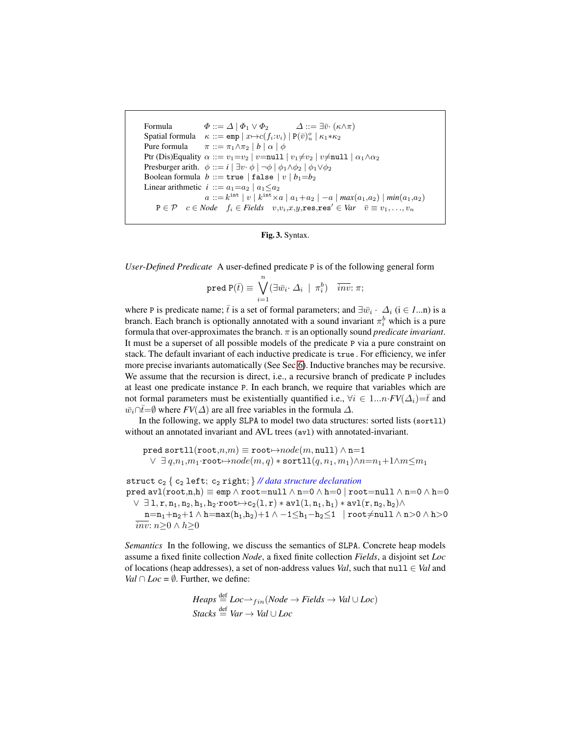$$
\begin{array}{llll}
\text{Formula} & \Phi ::= \Delta \mid \Phi_1 \vee \Phi_2 & & \Delta ::= \exists \bar{v}\cdot\, (\kappa \wedge \pi) \\
\text{Spatial formula} & \kappa ::= \texttt{emp} \mid x{\mapsto}c(f_i{:}v_i) \mid \texttt{P}(\bar{v})^o_u \mid \kappa_1{*}\kappa_2 & & \\
\text{Pure formula} & \pi ::= \pi_1{\wedge}\pi_2 \mid b \mid \alpha \mid \phi & & \\
\text{Ptr (Dis)Equality} & \alpha ::= v_1{=}v_2 \mid v{=}\texttt{null} \mid v_1{\neq}v_2 \mid v{\neq}\texttt{null} \mid \alpha_1{\wedge}\alpha_2 & & \\
\text{Presburger arith.} & \phi ::= i \mid \exists v\cdot\, \phi \mid \neg\phi \mid \phi_1{\wedge}\phi_2 \mid \phi_1{\vee}\phi_2 & & \\
\text{Boolean formula} & b ::= \texttt{true} \mid \texttt{false} \mid v \mid b_1{=}b_2 & & \\
\text{Linear arithmetic} & i ::= a_1{=}a_2 \mid a_1{\leq}a_2 & & \\
 & a ::= k^{\texttt{int}} \mid v \mid k^{\texttt{int}}{\times}a \mid a_1{+}a_2 \mid -a \mid \mathit{max}(a_1{,}a_2) \mid \mathit{min}(a_1{,}a_2) & & \\
\multicolumn{4}{l}{\texttt{P} \in \mathcal{P} \quad c \in \mathit{Node} \quad f_i \in \mathit{Fields} \quad v{,}v_i{,}x{,}y{,}\texttt{res}{,}\texttt{res}' \in \mathit{Var} \quad \bar{v} \equiv v_1, \ldots, v_n}
\end{array}
$$

**Fig. 3.** Syntax.

*User-Defined Predicate* A user-defined predicate P is of the following general form

$$\texttt{pred P}(\bar{t}) \equiv \bigvee_{i=1}^{n} (\exists \bar{w}_i \cdot\, \Delta_i \;\mid\; \pi_i^b) \quad \overline{inv}{:}\ \pi;$$

where P is predicate name; $\bar{t}$ is a set of formal parameters; and $\exists\bar{w}_i \cdot\ \Delta_i$ (i $\in$ *1*...n) is a branch. Each branch is optionally annotated with a sound invariant $\pi_i^b$ which is a pure formula that over-approximates the branch. $\pi$ is an optionally sound *predicate invariant*. It must be a superset of all possible models of the predicate P via a pure constraint on stack. The default invariant of each inductive predicate is true . For efficiency, we infer more precise invariants automatically (See Sec 6). Inductive branches may be recursive. We assume that the recursion is direct, i.e., a recursive branch of predicate P includes at least one predicate instance P. In each branch, we require that variables which are not formal parameters must be existentially quantified i.e., $\forall i \in 1...n{\cdot}FV(\Delta_i){=}\bar{t}$ and $\bar{w}_i{\cap}\bar{t}{=}\emptyset$ where $FV(\Delta)$ are all free variables in the formula $\Delta$.

In the following, we apply SLPA to model two data structures: sorted lists (sortll) without an annotated invariant and AVL trees (avl) with annotated-invariant.

$$
\begin{array}{l}
\texttt{pred sortll}(\texttt{root},n,m) \equiv \texttt{root}{\mapsto}node(m,\texttt{null}) \wedge \texttt{n}{=}1 \\
\quad \vee\ \exists\, q,n_1,m_1{\cdot}\texttt{root}{\mapsto}node(m,q) * \texttt{sortll}(q,n_1,m_1){\wedge}n{=}n_1{+}1{\wedge}m{\leq}m_1
\end{array}
$$

struct $\texttt{c}_2$ { $\texttt{c}_2$ left; $\texttt{c}_2$ right; } *// data structure declaration*

$$
\begin{array}{l}
\texttt{pred avl}(\texttt{root,n,h}) \equiv \texttt{emp} \wedge \texttt{root}{=}\texttt{null} \wedge \texttt{n}{=}0 \wedge \texttt{h}{=}0 \mid \texttt{root}{=}\texttt{null} \wedge \texttt{n}{=}0 \wedge \texttt{h}{=}0 \\
\quad \vee\ \exists\, \texttt{l,r,n}_1\texttt{,n}_2\texttt{,h}_1\texttt{,h}_2{\cdot}\texttt{root}{\mapsto}\texttt{c}_2(\texttt{l,r}) * \texttt{avl}(\texttt{l,n}_1\texttt{,h}_1) * \texttt{avl}(\texttt{r,n}_2\texttt{,h}_2) \wedge \\
\qquad \texttt{n}{=}\texttt{n}_1{+}\texttt{n}_2{+}1 \wedge \texttt{h}{=}\texttt{max}(\texttt{h}_1\texttt{,h}_2){+}1 \wedge -1{\leq}\texttt{h}_1{-}\texttt{h}_2{\leq}1 \quad \mid \texttt{root}{\neq}\texttt{null} \wedge \texttt{n}{>}0 \wedge \texttt{h}{>}0 \\
\quad \overline{inv}{:}\ n{\geq}0 \wedge h{\geq}0
\end{array}
$$

*Semantics* In the following, we discuss the semantics of SLPA. Concrete heap models assume a fixed finite collection *Node*, a fixed finite collection *Fields*, a disjoint set *Loc* of locations (heap addresses), a set of non-address values *Val*, such that null $\in$ *Val* and *Val* $\cap$ *Loc* = $\emptyset$. Further, we define:

$$
\begin{array}{l}
\mathit{Heaps} \stackrel{\text{def}}{=} \mathit{Loc} {\rightharpoonup}_{fin} (\mathit{Node} \rightarrow \mathit{Fields} \rightarrow \mathit{Val} \cup \mathit{Loc}) \\
\mathit{Stacks} \stackrel{\text{def}}{=} \mathit{Var} \rightarrow \mathit{Val} \cup \mathit{Loc}
\end{array}
$$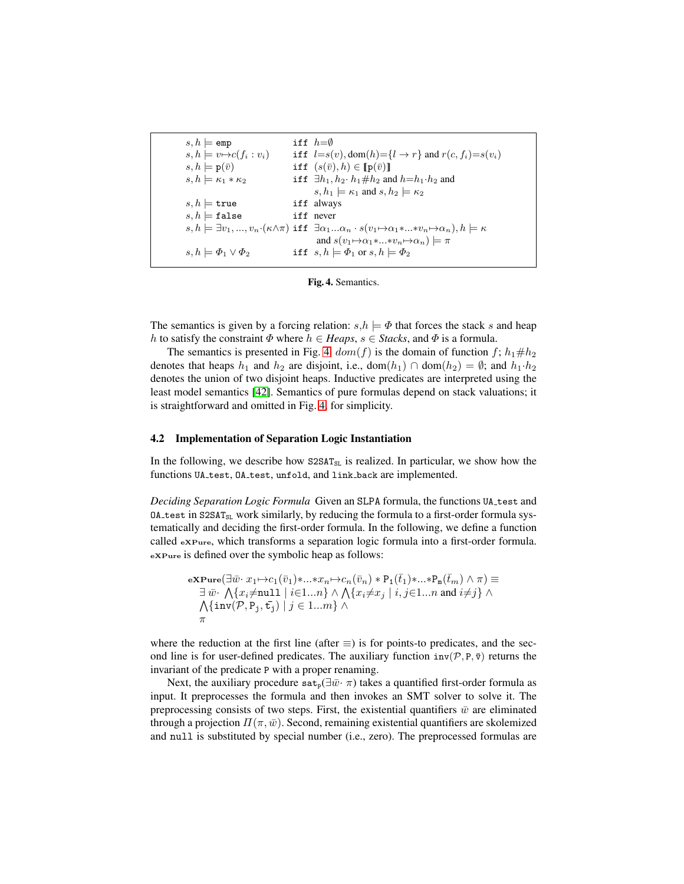$$
\begin{array}{lll}
s, h \models \texttt{emp} & \texttt{iff} & h{=}\emptyset \\
s, h \models v{\mapsto}c(f_i : v_i) & \texttt{iff} & l{=}s(v), \text{dom}(h){=}\{l \rightarrow r\} \text{ and } r(c, f_i){=}s(v_i) \\
s, h \models \texttt{p}(\bar{v}) & \texttt{iff} & (s(\bar{v}), h) \in [\![\texttt{p}(\bar{v})]\!] \\
s, h \models \kappa_1 * \kappa_2 & \texttt{iff} & \exists h_1, h_2 \cdot h_1 \# h_2 \text{ and } h{=}h_1 \cdot h_2 \text{ and} \\
 & & s, h_1 \models \kappa_1 \text{ and } s, h_2 \models \kappa_2 \\
s, h \models \texttt{true} & \texttt{iff} & \text{always} \\
s, h \models \texttt{false} & \texttt{iff} & \text{never} \\
s, h \models \exists v_1, ..., v_n \cdot (\kappa \wedge \pi) & \texttt{iff} & \exists \alpha_1 ... \alpha_n \cdot s(v_1{\mapsto}\alpha_1 * ... * v_n{\mapsto}\alpha_n), h \models \kappa \\
 & & \text{and } s(v_1{\mapsto}\alpha_1 * ... * v_n{\mapsto}\alpha_n) \models \pi \\
s, h \models \Phi_1 \vee \Phi_2 & \texttt{iff} & s, h \models \Phi_1 \text{ or } s, h \models \Phi_2
\end{array}
$$

**Fig. 4.** Semantics.

The semantics is given by a forcing relation: $s,h \models \Phi$ that forces the stack $s$ and heap $h$ to satisfy the constraint $\Phi$ where $h \in$ *Heaps*, $s \in$ *Stacks*, and $\Phi$ is a formula.

The semantics is presented in Fig. 4. $dom(f)$ is the domain of function $f$; $h_1 \# h_2$ denotes that heaps $h_1$ and $h_2$ are disjoint, i.e., $\text{dom}(h_1) \cap \text{dom}(h_2) = \emptyset$; and $h_1 \cdot h_2$ denotes the union of two disjoint heaps. Inductive predicates are interpreted using the least model semantics [42]. Semantics of pure formulas depend on stack valuations; it is straightforward and omitted in Fig. 4. for simplicity.

### 4.2 Implementation of Separation Logic Instantiation

In the following, we describe how $\texttt{S2SAT}_{\texttt{SL}}$ is realized. In particular, we show how the functions `UA_test`, `OA_test`, `unfold`, and `link_back` are implemented.

*Deciding Separation Logic Formula* Given an `SLPA` formula, the functions `UA_test` and `OA_test` in $\texttt{S2SAT}_{\texttt{SL}}$ work similarly, by reducing the formula to a first-order formula systematically and deciding the first-order formula. In the following, we define a function called $\mathbf{eXPure}$, which transforms a separation logic formula into a first-order formula. $\mathbf{eXPure}$ is defined over the symbolic heap as follows:

$$
\begin{array}{l}
\mathbf{eXPure}(\exists \bar{w} \cdot x_1{\mapsto}c_1(\bar{v}_1) * ... * x_n{\mapsto}c_n(\bar{v}_n) * \texttt{P}_1(\bar{t}_1) * ... * \texttt{P}_\texttt{m}(\bar{t}_m) \wedge \pi) \equiv \\
\quad \exists \bar{w} \cdot \bigwedge\{x_i{\neq}\texttt{null} \mid i{\in}1...n\} \wedge \bigwedge\{x_i{\neq}x_j \mid i, j{\in}1...n \text{ and } i{\neq}j\} \wedge \\
\quad \bigwedge\{\texttt{inv}(\mathcal{P}, \texttt{P}_\texttt{j}, \bar{\texttt{t}}_\texttt{j}) \mid j \in 1...m\} \wedge \\
\quad \pi
\end{array}
$$

where the reduction at the first line (after $\equiv$) is for points-to predicates, and the second line is for user-defined predicates. The auxiliary function $\texttt{inv}(\mathcal{P}, \texttt{P}, \bar{\texttt{v}})$ returns the invariant of the predicate `P` with a proper renaming.

Next, the auxiliary procedure $\texttt{sat}_\texttt{p}(\exists \bar{w} \cdot \pi)$ takes a quantified first-order formula as input. It preprocesses the formula and then invokes an SMT solver to solve it. The preprocessing consists of two steps. First, the existential quantifiers $\bar{w}$ are eliminated through a projection $\Pi(\pi, \bar{w})$. Second, remaining existential quantifiers are skolemized and `null` is substituted by special number (i.e., zero). The preprocessed formulas are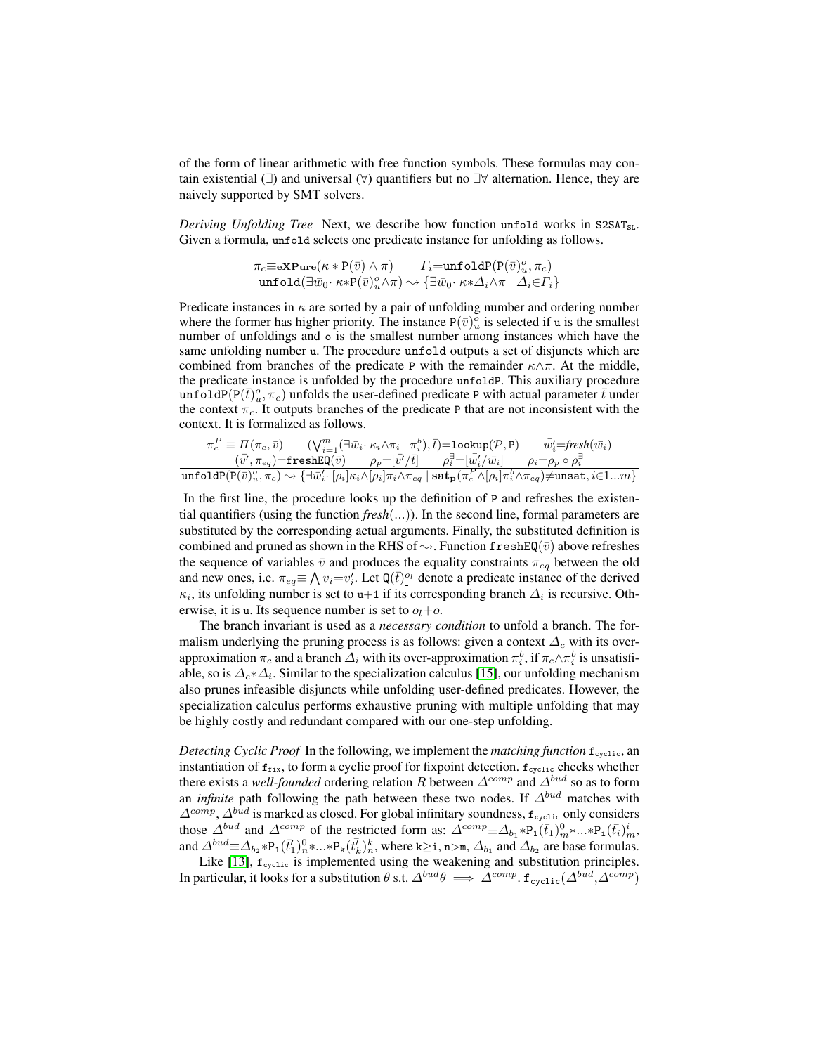of the form of linear arithmetic with free function symbols. These formulas may contain existential (∃) and universal (∀) quantifiers but no ∃∀ alternation. Hence, they are naively supported by SMT solvers.

*Deriving Unfolding Tree* Next, we describe how function `unfold` works in $\texttt{S2SAT}_{\texttt{SL}}$. Given a formula, `unfold` selects one predicate instance for unfolding as follows.

$$\frac{\pi_c \equiv \mathbf{eXPure}(\kappa * \mathtt{P}(\bar{v}) \wedge \pi) \qquad \Gamma_i = \mathtt{unfoldP}(\mathtt{P}(\bar{v})^o_u, \pi_c)}{\mathtt{unfold}(\exists \bar{w}_0 \cdot\ \kappa * \mathtt{P}(\bar{v})^o_u \wedge \pi) \rightsquigarrow \{\exists \bar{w}_0 \cdot\ \kappa * \Delta_i \wedge \pi \mid \Delta_i \in \Gamma_i\}}$$

Predicate instances in $\kappa$ are sorted by a pair of unfolding number and ordering number where the former has higher priority. The instance $\mathtt{P}(\bar{v})^o_u$ is selected if $\mathtt{u}$ is the smallest number of unfoldings and $\mathtt{o}$ is the smallest number among instances which have the same unfolding number $\mathtt{u}$. The procedure `unfold` outputs a set of disjuncts which are combined from branches of the predicate `P` with the remainder $\kappa \wedge \pi$. At the middle, the predicate instance is unfolded by the procedure `unfoldP`. This auxiliary procedure $\mathtt{unfoldP}(\mathtt{P}(\bar{t})^o_u, \pi_c)$ unfolds the user-defined predicate `P` with actual parameter $\bar{t}$ under the context $\pi_c$. It outputs branches of the predicate `P` that are not inconsistent with the context. It is formalized as follows.

$$\frac{\begin{array}{c}\pi^P_c \equiv \Pi(\pi_c, \bar{v}) \qquad (\bigvee_{i=1}^{m}(\exists \bar{w}_i \cdot\ \kappa_i \wedge \pi_i \mid \pi^b_i), \bar{t}) = \mathtt{lookup}(\mathcal{P}, \mathtt{P}) \qquad \bar{w}'_i = \mathit{fresh}(\bar{w}_i) \\ (\bar{v}', \pi_{eq}) = \mathtt{freshEQ}(\bar{v}) \qquad \rho_p = [\bar{v}'/\bar{t}] \qquad \rho^{\exists}_i = [\bar{w}'_i/\bar{w}_i] \qquad \rho_i = \rho_p \circ \rho^{\exists}_i\end{array}}{\mathtt{unfoldP}(\mathtt{P}(\bar{v})^o_u, \pi_c) \rightsquigarrow \{\exists \bar{w}'_i \cdot\ [\rho_i]\kappa_i \wedge [\rho_i]\pi_i \wedge \pi_{eq} \mid \mathbf{sat_p}(\pi^P_c \wedge [\rho_i]\pi^b_i \wedge \pi_{eq}) \neq \mathtt{unsat}, i \in 1...m\}}$$

In the first line, the procedure looks up the definition of `P` and refreshes the existential quantifiers (using the function *fresh*(...)). In the second line, formal parameters are substituted by the corresponding actual arguments. Finally, the substituted definition is combined and pruned as shown in the RHS of $\rightsquigarrow$. Function $\mathtt{freshEQ}(\bar{v})$ above refreshes the sequence of variables $\bar{v}$ and produces the equality constraints $\pi_{eq}$ between the old and new ones, i.e. $\pi_{eq} \equiv \bigwedge v_i = v'_i$. Let $\mathtt{Q}(\bar{t})^{o_l}_{\_}$ denote a predicate instance of the derived $\kappa_i$, its unfolding number is set to $\mathtt{u}+1$ if its corresponding branch $\Delta_i$ is recursive. Otherwise, it is $\mathtt{u}$. Its sequence number is set to $o_l + o$.

The branch invariant is used as a *necessary condition* to unfold a branch. The formalism underlying the pruning process is as follows: given a context $\Delta_c$ with its over-approximation $\pi_c$ and a branch $\Delta_i$ with its over-approximation $\pi^b_i$, if $\pi_c \wedge \pi^b_i$ is unsatisfiable, so is $\Delta_c * \Delta_i$. Similar to the specialization calculus [15], our unfolding mechanism also prunes infeasible disjuncts while unfolding user-defined predicates. However, the specialization calculus performs exhaustive pruning with multiple unfolding that may be highly costly and redundant compared with our one-step unfolding.

*Detecting Cyclic Proof* In the following, we implement the *matching function* $\mathtt{f_{cyclic}}$, an instantiation of $\mathtt{f_{fix}}$, to form a cyclic proof for fixpoint detection. $\mathtt{f_{cyclic}}$ checks whether there exists a *well-founded* ordering relation $R$ between $\Delta^{comp}$ and $\Delta^{bud}$ so as to form an *infinite* path following the path between these two nodes. If $\Delta^{bud}$ matches with $\Delta^{comp}$, $\Delta^{bud}$ is marked as closed. For global infinitary soundness, $\mathtt{f_{cyclic}}$ only considers those $\Delta^{bud}$ and $\Delta^{comp}$ of the restricted form as: $\Delta^{comp} \equiv \Delta_{b_1} * \mathtt{P_1}(\bar{t}_1)^0_m * ... * \mathtt{P_i}(\bar{t}_i)^i_m$, and $\Delta^{bud} \equiv \Delta_{b_2} * \mathtt{P_1}(\bar{t}'_1)^0_n * ... * \mathtt{P_k}(\bar{t}'_k)^k_n$, where $\mathtt{k} \geq \mathtt{i}$, $\mathtt{n} > \mathtt{m}$, $\Delta_{b_1}$ and $\Delta_{b_2}$ are base formulas.

Like [13], $\mathtt{f_{cyclic}}$ is implemented using the weakening and substitution principles. In particular, it looks for a substitution $\theta$ s.t. $\Delta^{bud}\theta \implies \Delta^{comp}$. $\mathtt{f_{cyclic}}(\Delta^{bud}, \Delta^{comp})$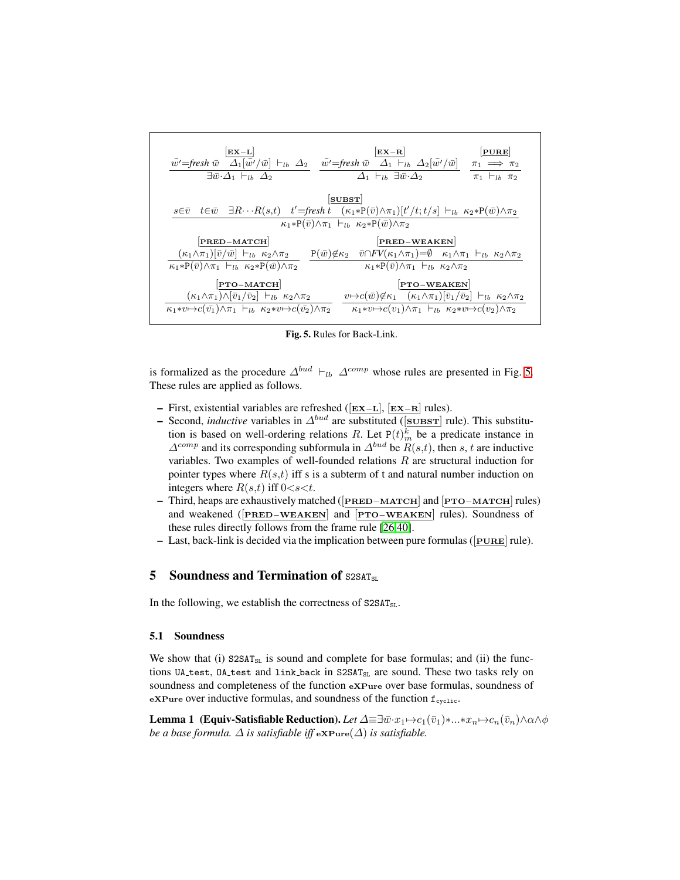$$\frac{\bar{w}'\text{=}\textit{fresh}\ \bar{w} \quad \Delta_1[\bar{w}'/\bar{w}] \ \vdash_{lb} \ \Delta_2}{\exists \bar{w}{\cdot}\Delta_1 \ \vdash_{lb} \ \Delta_2}\ [\mathbf{EX{-}L}] \qquad \frac{\bar{w}'\text{=}\textit{fresh}\ \bar{w} \quad \Delta_1 \ \vdash_{lb} \ \Delta_2[\bar{w}'/\bar{w}]}{\Delta_1 \ \vdash_{lb} \ \exists \bar{w}{\cdot}\Delta_2}\ [\mathbf{EX{-}R}] \qquad \frac{\pi_1 \implies \pi_2}{\pi_1 \ \vdash_{lb} \ \pi_2}\ [\mathbf{PURE}]$$

$$\frac{s{\in}\bar{v} \quad t{\in}\bar{w} \quad \exists R{\cdots}R(s,t) \quad t'\text{=}\textit{fresh}\ t \quad (\kappa_1{*}\mathtt{P}(\bar{v}){\wedge}\pi_1)[t'/t;t/s] \ \vdash_{lb} \ \kappa_2{*}\mathtt{P}(\bar{w}){\wedge}\pi_2}{\kappa_1{*}\mathtt{P}(\bar{v}){\wedge}\pi_1 \ \vdash_{lb} \ \kappa_2{*}\mathtt{P}(\bar{w}){\wedge}\pi_2}\ [\mathbf{SUBST}]$$

$$\frac{(\kappa_1{\wedge}\pi_1)[\bar{v}/\bar{w}] \ \vdash_{lb} \ \kappa_2{\wedge}\pi_2}{\kappa_1{*}\mathtt{P}(\bar{v}){\wedge}\pi_1 \ \vdash_{lb} \ \kappa_2{*}\mathtt{P}(\bar{w}){\wedge}\pi_2}\ [\mathbf{PRED{-}MATCH}] \qquad \frac{\mathtt{P}(\bar{w}){\notin}\kappa_2 \quad \bar{v}{\cap}FV(\kappa_1{\wedge}\pi_1){=}\emptyset \quad \kappa_1{\wedge}\pi_1 \ \vdash_{lb} \ \kappa_2{\wedge}\pi_2}{\kappa_1{*}\mathtt{P}(\bar{v}){\wedge}\pi_1 \ \vdash_{lb} \ \kappa_2{\wedge}\pi_2}\ [\mathbf{PRED{-}WEAKEN}]$$

$$\frac{(\kappa_1{\wedge}\pi_1){\wedge}[\bar{v}_1/\bar{v}_2] \ \vdash_{lb} \ \kappa_2{\wedge}\pi_2}{\kappa_1{*}v{\mapsto}c(\bar{v}_1){\wedge}\pi_1 \ \vdash_{lb} \ \kappa_2{*}v{\mapsto}c(\bar{v}_2){\wedge}\pi_2}\ [\mathbf{PTO{-}MATCH}] \qquad \frac{v{\mapsto}c(\bar{w}){\notin}\kappa_1 \quad (\kappa_1{\wedge}\pi_1)[\bar{v}_1/\bar{v}_2] \ \vdash_{lb} \ \kappa_2{\wedge}\pi_2}{\kappa_1{*}v{\mapsto}c(v_1){\wedge}\pi_1 \ \vdash_{lb} \ \kappa_2{*}v{\mapsto}c(v_2){\wedge}\pi_2}\ [\mathbf{PTO{-}WEAKEN}]$$

**Fig. 5.** Rules for Back-Link.

is formalized as the procedure $\Delta^{bud} \ \vdash_{lb} \ \Delta^{comp}$ whose rules are presented in Fig. 5. These rules are applied as follows.

- First, existential variables are refreshed ([**EX−L**], [**EX−R**] rules).
- Second, *inductive* variables in $\Delta^{bud}$ are substituted ([**SUBST**] rule). This substitution is based on well-ordering relations $R$. Let $\mathtt{P}(t)^k_m$ be a predicate instance in $\Delta^{comp}$ and its corresponding subformula in $\Delta^{bud}$ be $R(s,t)$, then $s$, $t$ are inductive variables. Two examples of well-founded relations $R$ are structural induction for pointer types where $R(s,t)$ iff s is a subterm of t and natural number induction on integers where $R(s,t)$ iff $0{<}s{<}t$.
- Third, heaps are exhaustively matched ([**PRED−MATCH**] and [**PTO−MATCH**] rules) and weakened ([**PRED−WEAKEN**] and [**PTO−WEAKEN**] rules). Soundness of these rules directly follows from the frame rule [26,40].
- Last, back-link is decided via the implication between pure formulas ([**PURE**] rule).

## 5 Soundness and Termination of S2SAT$_{SL}$

In the following, we establish the correctness of S2SAT$_{SL}$.

### 5.1 Soundness

We show that (i) S2SAT$_{SL}$ is sound and complete for base formulas; and (ii) the functions UA_test, OA_test and link_back in S2SAT$_{SL}$ are sound. These two tasks rely on soundness and completeness of the function **eXPure** over base formulas, soundness of **eXPure** over inductive formulas, and soundness of the function $\mathtt{f_{cyclic}}$.

**Lemma 1 (Equiv-Satisfiable Reduction).** *Let* $\Delta{\equiv}\exists\bar{w}{\cdot}x_1{\mapsto}c_1(\bar{v}_1){*}...{*}x_n{\mapsto}c_n(\bar{v}_n){\wedge}\alpha{\wedge}\phi$ *be a base formula.* $\Delta$ *is satisfiable iff* **eXPure**$(\Delta)$ *is satisfiable.*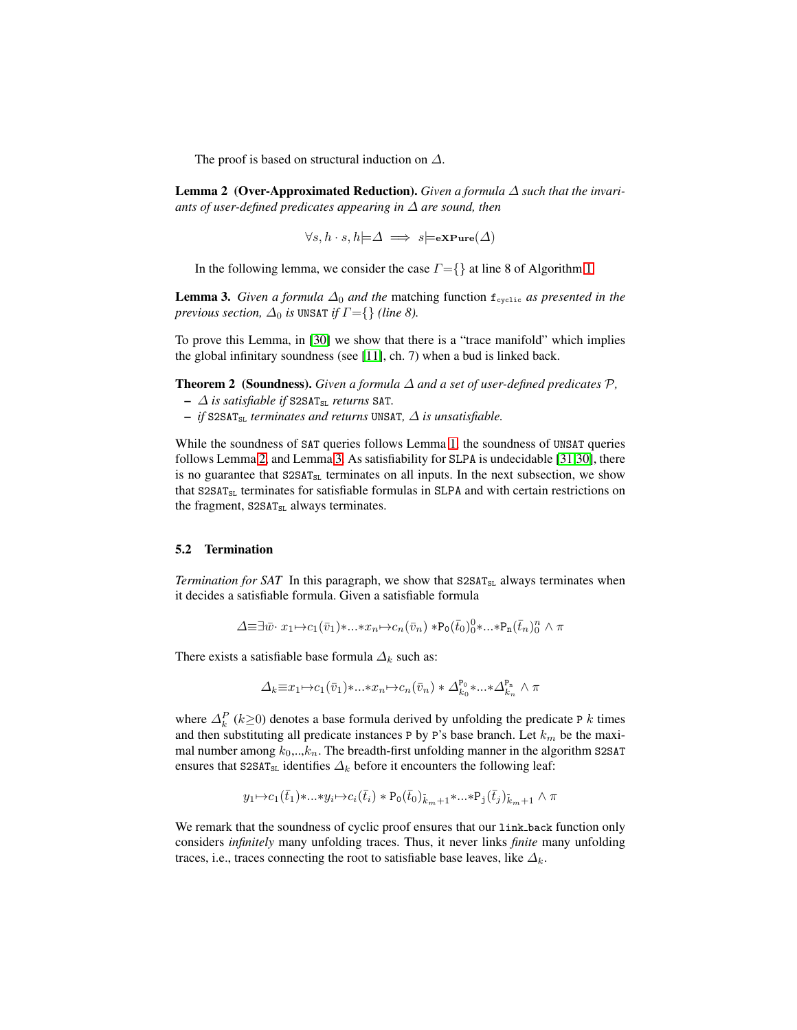The proof is based on structural induction on $\Delta$.

**Lemma 2 (Over-Approximated Reduction).** *Given a formula $\Delta$ such that the invariants of user-defined predicates appearing in $\Delta$ are sound, then*

$$\forall s, h \cdot s, h \models \Delta \implies s \models \mathbf{eXPure}(\Delta)$$

In the following lemma, we consider the case $\Gamma = \{\}$ at line 8 of Algorithm 1.

**Lemma 3.** *Given a formula $\Delta_0$ and the* matching function $\mathtt{f_{cyclic}}$ *as presented in the previous section, $\Delta_0$ is* UNSAT *if $\Gamma = \{\}$ (line 8).*

To prove this Lemma, in [30] we show that there is a "trace manifold" which implies the global infinitary soundness (see [11], ch. 7) when a bud is linked back.

**Theorem 2 (Soundness).** *Given a formula $\Delta$ and a set of user-defined predicates $\mathcal{P}$,*

- *$\Delta$ is satisfiable if* $\mathtt{S2SAT_{SL}}$ *returns* SAT*.*
- *if* $\mathtt{S2SAT_{SL}}$ *terminates and returns* UNSAT*, $\Delta$ is unsatisfiable.*

While the soundness of SAT queries follows Lemma 1, the soundness of UNSAT queries follows Lemma 2, and Lemma 3. As satisfiability for SLPA is undecidable [31,30], there is no guarantee that $\mathtt{S2SAT_{SL}}$ terminates on all inputs. In the next subsection, we show that $\mathtt{S2SAT_{SL}}$ terminates for satisfiable formulas in SLPA and with certain restrictions on the fragment, $\mathtt{S2SAT_{SL}}$ always terminates.

### 5.2 Termination

*Termination for SAT* In this paragraph, we show that $\mathtt{S2SAT_{SL}}$ always terminates when it decides a satisfiable formula. Given a satisfiable formula

$$\Delta \equiv \exists \bar{w} \cdot x_1 \mapsto c_1(\bar{v}_1) * ... * x_n \mapsto c_n(\bar{v}_n) * \mathtt{P_0}(\bar{t}_0)_0^0 * ... * \mathtt{P_n}(\bar{t}_n)_0^n \wedge \pi$$

There exists a satisfiable base formula $\Delta_k$ such as:

$$\Delta_k \equiv x_1 \mapsto c_1(\bar{v}_1) * ... * x_n \mapsto c_n(\bar{v}_n) * \Delta_{k_0}^{\mathtt{P_0}} * ... * \Delta_{k_n}^{\mathtt{P_n}} \wedge \pi$$

where $\Delta_k^P$ ($k \geq 0$) denotes a base formula derived by unfolding the predicate P $k$ times and then substituting all predicate instances P by P's base branch. Let $k_m$ be the maximal number among $k_0$,..,$k_n$. The breadth-first unfolding manner in the algorithm S2SAT ensures that $\mathtt{S2SAT_{SL}}$ identifies $\Delta_k$ before it encounters the following leaf:

$$y_1 \mapsto c_1(\bar{t}_1) * ... * y_i \mapsto c_i(\bar{t}_i) * \mathtt{P_0}(\bar{t}_0)_{\bar{k}_m+1} * ... * \mathtt{P_j}(\bar{t}_j)_{\bar{k}_m+1} \wedge \pi$$

We remark that the soundness of cyclic proof ensures that our link_back function only considers *infinitely* many unfolding traces. Thus, it never links *finite* many unfolding traces, i.e., traces connecting the root to satisfiable base leaves, like $\Delta_k$.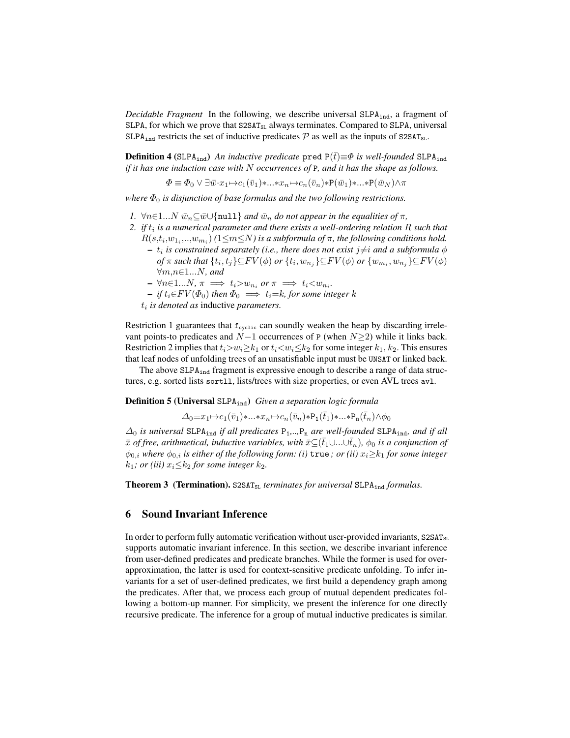*Decidable Fragment* In the following, we describe universal $\texttt{SLPA}_{\texttt{ind}}$, a fragment of $\texttt{SLPA}$, for which we prove that $\texttt{S2SAT}_{\texttt{SL}}$ always terminates. Compared to $\texttt{SLPA}$, universal $\texttt{SLPA}_{\texttt{ind}}$ restricts the set of inductive predicates $\mathcal{P}$ as well as the inputs of $\texttt{S2SAT}_{\texttt{SL}}$.

**Definition 4** ($\texttt{SLPA}_{\texttt{ind}}$) *An inductive predicate* $\texttt{pred}\ \texttt{P}(\bar{t}){\equiv}\Phi$ *is well-founded* $\texttt{SLPA}_{\texttt{ind}}$ *if it has one induction case with $N$ occurrences of* P*, and it has the shape as follows.*

$$\Phi \equiv \Phi_0 \vee \exists \bar{w}{\cdot} x_1{\mapsto}c_1(\bar{v}_1){*}...{*}x_n{\mapsto}c_n(\bar{v}_n){*}\texttt{P}(\bar{w}_1){*}...{*}\texttt{P}(\bar{w}_N){\wedge}\pi$$

*where $\Phi_0$ is disjunction of base formulas and the two following restrictions.*

1. $\forall n{\in}1...N\ \bar{w}_n{\subseteq}\bar{w}{\cup}\{\texttt{null}\}$ *and $\bar{w}_n$ do not appear in the equalities of $\pi$,*
2. *if $t_i$ is a numerical parameter and there exists a well-ordering relation $R$ such that $R(s,t_i,w_{1_i},..,w_{m_i})$ ($1{\leq}m{\leq}N$) is a subformula of $\pi$, the following conditions hold.*
   - *$t_i$ is constrained separately (i.e., there does not exist $j{\neq}i$ and a subformula $\phi$ of $\pi$ such that $\{t_i,t_j\}{\subseteq}FV(\phi)$ or $\{t_i,w_{n_j}\}{\subseteq}FV(\phi)$ or $\{w_{m_i},w_{n_j}\}{\subseteq}FV(\phi)$ $\forall m,n{\in}1...N$, and*
   - *$\forall n{\in}1...N$, $\pi \implies t_i{>}w_{n_i}$ or $\pi \implies t_i{<}w_{n_i}$.*
   - *if $t_i{\in}FV(\Phi_0)$ then $\Phi_0 \implies t_i{=}k$, for some integer $k$*

   *$t_i$ is denoted as* inductive *parameters.*

Restriction 1 guarantees that $\texttt{f}_{\texttt{cyclic}}$ can soundly weaken the heap by discarding irrelevant points-to predicates and $N{-}1$ occurrences of P (when $N{\geq}2$) while it links back. Restriction 2 implies that $t_i{>}w_i{\geq}k_1$ or $t_i{<}w_i{\leq}k_2$ for some integer $k_1$, $k_2$. This ensures that leaf nodes of unfolding trees of an unsatisfiable input must be UNSAT or linked back.

The above $\texttt{SLPA}_{\texttt{ind}}$ fragment is expressive enough to describe a range of data structures, e.g. sorted lists `sortll`, lists/trees with size properties, or even AVL trees `avl`.

**Definition 5 (Universal $\texttt{SLPA}_{\texttt{ind}}$)** *Given a separation logic formula*

$$\Delta_0{\equiv}x_1{\mapsto}c_1(\bar{v}_1){*}...{*}x_n{\mapsto}c_n(\bar{v}_n){*}\texttt{P}_1(\bar{t}_1){*}...{*}\texttt{P}_n(\bar{t}_n){\wedge}\phi_0$$

*$\Delta_0$ is universal $\texttt{SLPA}_{\texttt{ind}}$ if all predicates $\texttt{P}_1,..,\texttt{P}_n$ are well-founded $\texttt{SLPA}_{\texttt{ind}}$, and if all $\bar{x}$ of free, arithmetical, inductive variables, where $\bar{x}{\subseteq}(\bar{t}_1{\cup}...{\cup}\bar{t}_n)$, $\phi_0$ is a conjunction of $\phi_{0,i}$ where $\phi_{0,i}$ is either of the following form: (i)* `true` *; or (ii) $x_i{\geq}k_1$ for some integer $k_1$; or (iii) $x_i{\leq}k_2$ for some integer $k_2$.*

**Theorem 3 (Termination).** $\texttt{S2SAT}_{\texttt{SL}}$ *terminates for universal* $\texttt{SLPA}_{\texttt{ind}}$ *formulas.*

## 6 Sound Invariant Inference

In order to perform fully automatic verification without user-provided invariants, $\texttt{S2SAT}_{\texttt{SL}}$ supports automatic invariant inference. In this section, we describe invariant inference from user-defined predicates and predicate branches. While the former is used for over-approximation, the latter is used for context-sensitive predicate unfolding. To infer invariants for a set of user-defined predicates, we first build a dependency graph among the predicates. After that, we process each group of mutual dependent predicates following a bottom-up manner. For simplicity, we present the inference for one directly recursive predicate. The inference for a group of mutual inductive predicates is similar.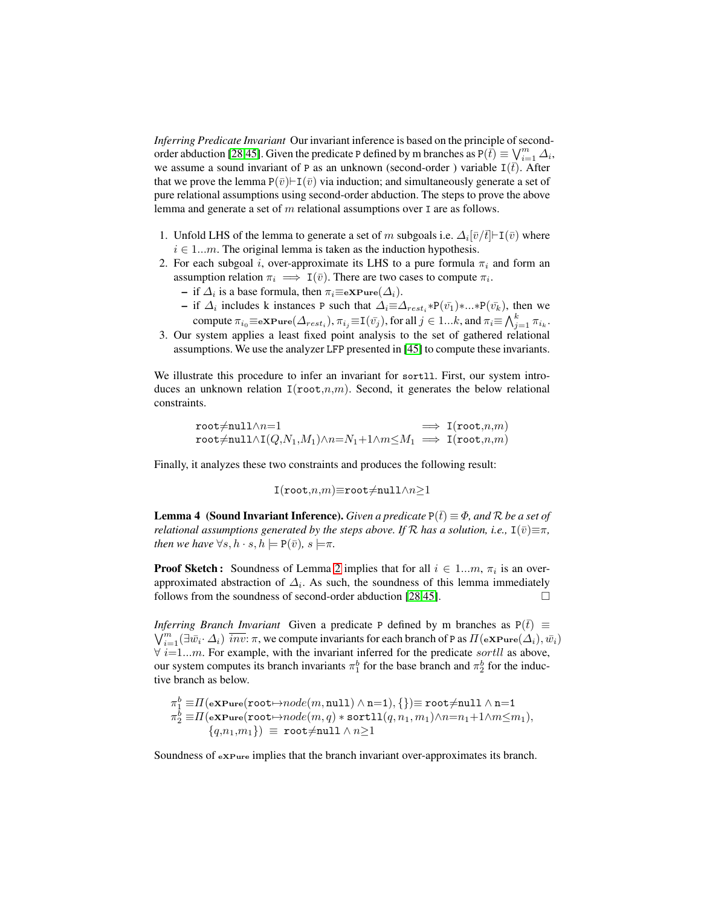*Inferring Predicate Invariant* Our invariant inference is based on the principle of second-order abduction [28,45]. Given the predicate P defined by m branches as $\mathtt{P}(\bar{t}) \equiv \bigvee_{i=1}^{m} \Delta_i$, we assume a sound invariant of P as an unknown (second-order ) variable $\mathtt{I}(\bar{t})$. After that we prove the lemma $\mathtt{P}(\bar{v}) \vdash \mathtt{I}(\bar{v})$ via induction; and simultaneously generate a set of pure relational assumptions using second-order abduction. The steps to prove the above lemma and generate a set of $m$ relational assumptions over I are as follows.

1. Unfold LHS of the lemma to generate a set of $m$ subgoals i.e. $\Delta_i[\bar{v}/\bar{t}] \vdash \mathtt{I}(\bar{v})$ where $i \in 1...m$. The original lemma is taken as the induction hypothesis.
2. For each subgoal $i$, over-approximate its LHS to a pure formula $\pi_i$ and form an assumption relation $\pi_i \implies \mathtt{I}(\bar{v})$. There are two cases to compute $\pi_i$.
   - if $\Delta_i$ is a base formula, then $\pi_i \equiv \mathbf{eXPure}(\Delta_i)$.
   - if $\Delta_i$ includes k instances P such that $\Delta_i \equiv \Delta_{rest_i} * \mathtt{P}(\bar{v_1}) * ... * \mathtt{P}(\bar{v_k})$, then we compute $\pi_{i_0} \equiv \mathbf{eXPure}(\Delta_{rest_i})$, $\pi_{i_j} \equiv \mathtt{I}(\bar{v_j})$, for all $j \in 1...k$, and $\pi_i \equiv \bigwedge_{j=1}^{k} \pi_{i_k}$.
3. Our system applies a least fixed point analysis to the set of gathered relational assumptions. We use the analyzer LFP presented in [45] to compute these invariants.

We illustrate this procedure to infer an invariant for sortll. First, our system introduces an unknown relation $\mathtt{I}(\mathtt{root}, n, m)$. Second, it generates the below relational constraints.

$$\begin{array}{ll} \mathtt{root} \neq \mathtt{null} \wedge n{=}1 & \implies \mathtt{I}(\mathtt{root}, n, m) \\ \mathtt{root} \neq \mathtt{null} \wedge \mathtt{I}(Q, N_1, M_1) \wedge n{=}N_1{+}1 \wedge m \leq M_1 & \implies \mathtt{I}(\mathtt{root}, n, m) \end{array}$$

Finally, it analyzes these two constraints and produces the following result:

$$\mathtt{I}(\mathtt{root}, n, m) \equiv \mathtt{root} \neq \mathtt{null} \wedge n \geq 1$$

**Lemma 4 (Sound Invariant Inference).** *Given a predicate $\mathtt{P}(\bar{t}) \equiv \Phi$, and $\mathcal{R}$ be a set of relational assumptions generated by the steps above. If $\mathcal{R}$ has a solution, i.e., $\mathtt{I}(\bar{v}) \equiv \pi$, then we have $\forall s, h \cdot s, h \models \mathtt{P}(\bar{v})$, $s \models \pi$.*

**Proof Sketch :** Soundness of Lemma 2 implies that for all $i \in 1...m$, $\pi_i$ is an over-approximated abstraction of $\Delta_i$. As such, the soundness of this lemma immediately follows from the soundness of second-order abduction [28,45]. □

*Inferring Branch Invariant* Given a predicate P defined by m branches as $\mathtt{P}(\bar{t}) \equiv \bigvee_{i=1}^{m} (\exists \bar{w}_i \cdot \Delta_i)\ \overline{inv}: \pi$, we compute invariants for each branch of P as $\Pi(\mathbf{eXPure}(\Delta_i), \bar{w}_i)$ $\forall\ i{=}1...m$. For example, with the invariant inferred for the predicate $sortll$ as above, our system computes its branch invariants $\pi_1^b$ for the base branch and $\pi_2^b$ for the inductive branch as below.

$$\begin{array}{l} \pi_1^b \equiv \Pi(\mathbf{eXPure}(\mathtt{root} {\mapsto} node(m, \mathtt{null}) \wedge \mathtt{n}{=}1), \{\}) \equiv \mathtt{root} \neq \mathtt{null} \wedge \mathtt{n}{=}1 \\ \pi_2^b \equiv \Pi(\mathbf{eXPure}(\mathtt{root} {\mapsto} node(m, q) * \mathtt{sortll}(q, n_1, m_1) \wedge n{=}n_1{+}1 \wedge m \leq m_1), \\ \qquad \{q, n_1, m_1\}) \equiv \mathtt{root} \neq \mathtt{null} \wedge n \geq 1 \end{array}$$

Soundness of $\mathbf{eXPure}$ implies that the branch invariant over-approximates its branch.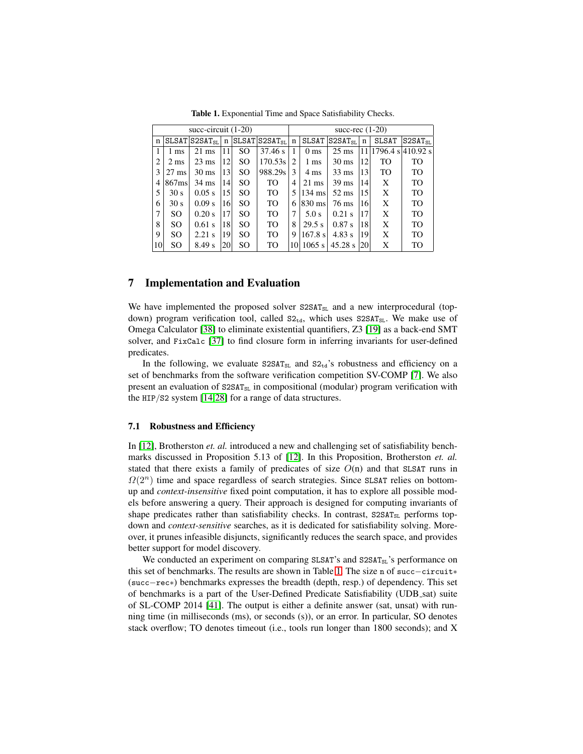**Table 1.** Exponential Time and Space Satisfiability Checks.

| succ-circuit (1-20) | | | | | | succ-rec (1-20) | | | | | |
|---|---|---|---|---|---|---|---|---|---|---|---|
| n | SLSAT | $\texttt{S2SAT}_{\texttt{SL}}$ | n | SLSAT | $\texttt{S2SAT}_{\texttt{SL}}$ | n | SLSAT | $\texttt{S2SAT}_{\texttt{SL}}$ | n | SLSAT | $\texttt{S2SAT}_{\texttt{SL}}$ |
| 1 | 1 ms | 21 ms | 11 | SO | 37.46 s | 1 | 0 ms | 25 ms | 11 | 1796.4 s | 410.92 s |
| 2 | 2 ms | 23 ms | 12 | SO | 170.53s | 2 | 1 ms | 30 ms | 12 | TO | TO |
| 3 | 27 ms | 30 ms | 13 | SO | 988.29s | 3 | 4 ms | 33 ms | 13 | TO | TO |
| 4 | 867ms | 34 ms | 14 | SO | TO | 4 | 21 ms | 39 ms | 14 | X | TO |
| 5 | 30 s | 0.05 s | 15 | SO | TO | 5 | 134 ms | 52 ms | 15 | X | TO |
| 6 | 30 s | 0.09 s | 16 | SO | TO | 6 | 830 ms | 76 ms | 16 | X | TO |
| 7 | SO | 0.20 s | 17 | SO | TO | 7 | 5.0 s | 0.21 s | 17 | X | TO |
| 8 | SO | 0.61 s | 18 | SO | TO | 8 | 29.5 s | 0.87 s | 18 | X | TO |
| 9 | SO | 2.21 s | 19 | SO | TO | 9 | 167.8 s | 4.83 s | 19 | X | TO |
| 10 | SO | 8.49 s | 20 | SO | TO | 10 | 1065 s | 45.28 s | 20 | X | TO |

## 7 Implementation and Evaluation

We have implemented the proposed solver $\texttt{S2SAT}_{\texttt{SL}}$ and a new interprocedural (top-down) program verification tool, called $\texttt{S2}_{\texttt{td}}$, which uses $\texttt{S2SAT}_{\texttt{SL}}$. We make use of Omega Calculator [38] to eliminate existential quantifiers, Z3 [19] as a back-end SMT solver, and FixCalc [37] to find closure form in inferring invariants for user-defined predicates.

In the following, we evaluate $\texttt{S2SAT}_{\texttt{SL}}$ and $\texttt{S2}_{\texttt{td}}$'s robustness and efficiency on a set of benchmarks from the software verification competition SV-COMP [7]. We also present an evaluation of $\texttt{S2SAT}_{\texttt{SL}}$ in compositional (modular) program verification with the HIP/S2 system [14,28] for a range of data structures.

### 7.1 Robustness and Efficiency

In [12], Brotherston *et. al.* introduced a new and challenging set of satisfiability benchmarks discussed in Proposition 5.13 of [12]. In this Proposition, Brotherston *et. al.* stated that there exists a family of predicates of size $O(\text{n})$ and that SLSAT runs in $\Omega(2^n)$ time and space regardless of search strategies. Since SLSAT relies on bottom-up and *context-insensitive* fixed point computation, it has to explore all possible models before answering a query. Their approach is designed for computing invariants of shape predicates rather than satisfiability checks. In contrast, $\texttt{S2SAT}_{\texttt{SL}}$ performs top-down and *context-sensitive* searches, as it is dedicated for satisfiability solving. Moreover, it prunes infeasible disjuncts, significantly reduces the search space, and provides better support for model discovery.

We conducted an experiment on comparing SLSAT's and $\texttt{S2SAT}_{\texttt{SL}}$'s performance on this set of benchmarks. The results are shown in Table 1. The size n of succ−circuit∗ (succ−rec∗) benchmarks expresses the breadth (depth, resp.) of dependency. This set of benchmarks is a part of the User-Defined Predicate Satisfiability (UDB_sat) suite of SL-COMP 2014 [41]. The output is either a definite answer (sat, unsat) with running time (in milliseconds (ms), or seconds (s)), or an error. In particular, SO denotes stack overflow; TO denotes timeout (i.e., tools run longer than 1800 seconds); and X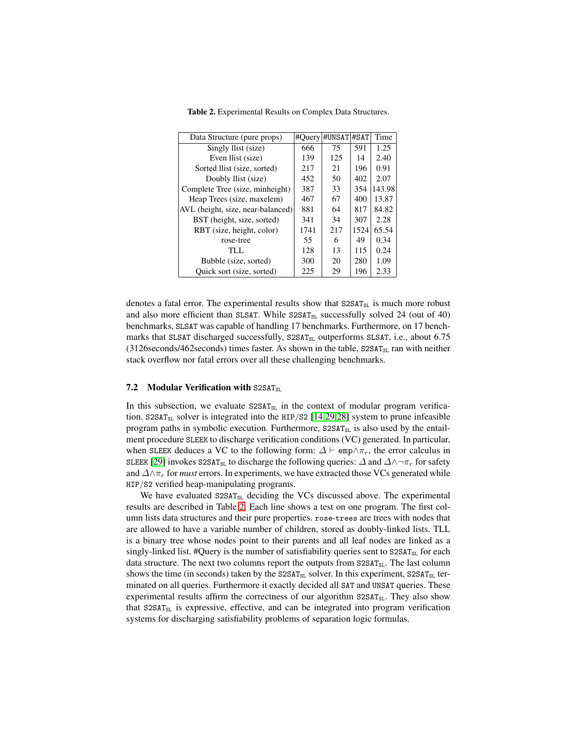Table 2. Experimental Results on Complex Data Structures.

| Data Structure (pure props) | #Query | #UNSAT | #SAT | Time |
|---|---|---|---|---|
| Singly llist (size) | 666 | 75 | 591 | 1.25 |
| Even llist (size) | 139 | 125 | 14 | 2.40 |
| Sorted llist (size, sorted) | 217 | 21 | 196 | 0.91 |
| Doubly llist (size) | 452 | 50 | 402 | 2.07 |
| Complete Tree (size, minheight) | 387 | 33 | 354 | 143.98 |
| Heap Trees (size, maxelem) | 467 | 67 | 400 | 13.87 |
| AVL (height, size, near-balanced) | 881 | 64 | 817 | 84.82 |
| BST (height, size, sorted) | 341 | 34 | 307 | 2.28 |
| RBT (size, height, color) | 1741 | 217 | 1524 | 65.54 |
| rose-tree | 55 | 6 | 49 | 0.34 |
| TLL | 128 | 13 | 115 | 0.24 |
| Bubble (size, sorted) | 300 | 20 | 280 | 1.09 |
| Quick sort (size, sorted) | 225 | 29 | 196 | 2.33 |

denotes a fatal error. The experimental results show that $\texttt{S2SAT}_{\texttt{SL}}$ is much more robust and also more efficient than SLSAT. While $\texttt{S2SAT}_{\texttt{SL}}$ successfully solved 24 (out of 40) benchmarks, SLSAT was capable of handling 17 benchmarks. Furthermore, on 17 benchmarks that SLSAT discharged successfully, $\texttt{S2SAT}_{\texttt{SL}}$ outperforms SLSAT, i.e., about 6.75 (3126seconds/462seconds) times faster. As shown in the table, $\texttt{S2SAT}_{\texttt{SL}}$ ran with neither stack overflow nor fatal errors over all these challenging benchmarks.

### 7.2 Modular Verification with $\texttt{S2SAT}_{\texttt{SL}}$

In this subsection, we evaluate $\texttt{S2SAT}_{\texttt{SL}}$ in the context of modular program verification. $\texttt{S2SAT}_{\texttt{SL}}$ solver is integrated into the HIP/S2 [14,29,28] system to prune infeasible program paths in symbolic execution. Furthermore, $\texttt{S2SAT}_{\texttt{SL}}$ is also used by the entailment procedure SLEEK to discharge verification conditions (VC) generated. In particular, when SLEEK deduces a VC to the following form: $\Delta \vdash \texttt{emp}{\wedge}\pi_r$, the error calculus in SLEEK [29] invokes $\texttt{S2SAT}_{\texttt{SL}}$ to discharge the following queries: $\Delta$ and $\Delta{\wedge}\neg\pi_r$ for safety and $\Delta{\wedge}\pi_r$ for *must* errors. In experiments, we have extracted those VCs generated while HIP/S2 verified heap-manipulating programs.

We have evaluated $\texttt{S2SAT}_{\texttt{SL}}$ deciding the VCs discussed above. The experimental results are described in Table 2. Each line shows a test on one program. The first column lists data structures and their pure properties. `rose-trees` are trees with nodes that are allowed to have a variable number of children, stored as doubly-linked lists. TLL is a binary tree whose nodes point to their parents and all leaf nodes are linked as a singly-linked list. #Query is the number of satisfiability queries sent to $\texttt{S2SAT}_{\texttt{SL}}$ for each data structure. The next two columns report the outputs from $\texttt{S2SAT}_{\texttt{SL}}$. The last column shows the time (in seconds) taken by the $\texttt{S2SAT}_{\texttt{SL}}$ solver. In this experiment, $\texttt{S2SAT}_{\texttt{SL}}$ terminated on all queries. Furthermore it exactly decided all SAT and UNSAT queries. These experimental results affirm the correctness of our algorithm $\texttt{S2SAT}_{\texttt{SL}}$. They also show that $\texttt{S2SAT}_{\texttt{SL}}$ is expressive, effective, and can be integrated into program verification systems for discharging satisfiability problems of separation logic formulas.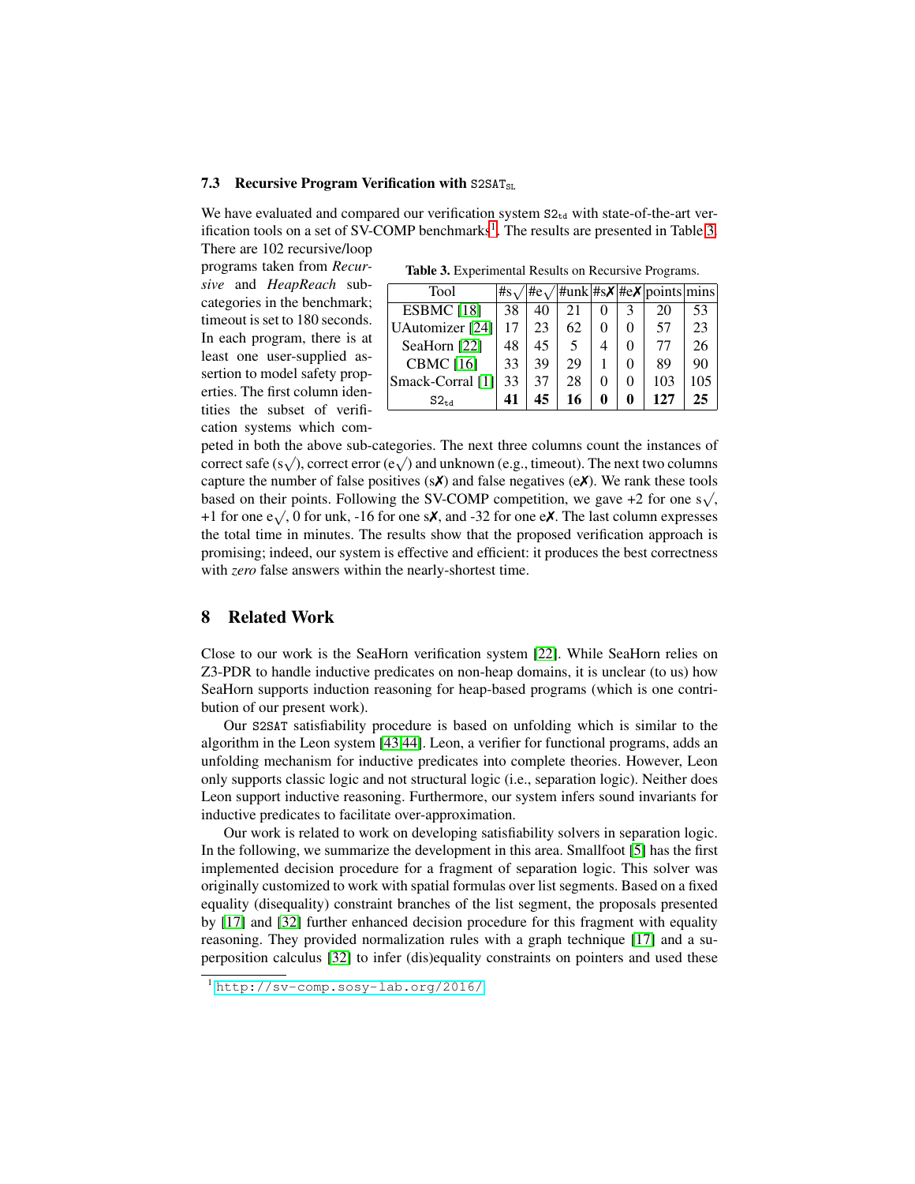### 7.3 Recursive Program Verification with $\mathtt{S2SAT_{SL}}$

We have evaluated and compared our verification system $\mathtt{S2_{td}}$ with state-of-the-art verification tools on a set of SV-COMP benchmarks[1]. The results are presented in Table 3. There are 102 recursive/loop programs taken from *Recursive* and *HeapReach* subcategories in the benchmark; timeout is set to 180 seconds. In each program, there is at least one user-supplied assertion to model safety properties. The first column identities the subset of verification systems which competed in both the above sub-categories. The next three columns count the instances of correct safe (s$\surd$), correct error (e$\surd$) and unknown (e.g., timeout). The next two columns capture the number of false positives (s✗) and false negatives (e✗). We rank these tools based on their points. Following the SV-COMP competition, we gave +2 for one s$\surd$, +1 for one e$\surd$, 0 for unk, -16 for one s✗, and -32 for one e✗. The last column expresses the total time in minutes. The results show that the proposed verification approach is promising; indeed, our system is effective and efficient: it produces the best correctness with *zero* false answers within the nearly-shortest time.

**Table 3.** Experimental Results on Recursive Programs.

| Tool | #s$\surd$ | #e$\surd$ | #unk | #s✗ | #e✗ | points | mins |
|---|---|---|---|---|---|---|---|
| ESBMC [18] | 38 | 40 | 21 | 0 | 3 | 20 | 53 |
| UAutomizer [24] | 17 | 23 | 62 | 0 | 0 | 57 | 23 |
| SeaHorn [22] | 48 | 45 | 5 | 4 | 0 | 77 | 26 |
| CBMC [16] | 33 | 39 | 29 | 1 | 0 | 89 | 90 |
| Smack-Corral [1] | 33 | 37 | 28 | 0 | 0 | 103 | 105 |
| $\mathtt{S2_{td}}$ | **41** | **45** | **16** | **0** | **0** | **127** | **25** |

## 8 Related Work

Close to our work is the SeaHorn verification system [22]. While SeaHorn relies on Z3-PDR to handle inductive predicates on non-heap domains, it is unclear (to us) how SeaHorn supports induction reasoning for heap-based programs (which is one contribution of our present work).

Our `S2SAT` satisfiability procedure is based on unfolding which is similar to the algorithm in the Leon system [43,44]. Leon, a verifier for functional programs, adds an unfolding mechanism for inductive predicates into complete theories. However, Leon only supports classic logic and not structural logic (i.e., separation logic). Neither does Leon support inductive reasoning. Furthermore, our system infers sound invariants for inductive predicates to facilitate over-approximation.

Our work is related to work on developing satisfiability solvers in separation logic. In the following, we summarize the development in this area. Smallfoot [5] has the first implemented decision procedure for a fragment of separation logic. This solver was originally customized to work with spatial formulas over list segments. Based on a fixed equality (disequality) constraint branches of the list segment, the proposals presented by [17] and [32] further enhanced decision procedure for this fragment with equality reasoning. They provided normalization rules with a graph technique [17] and a superposition calculus [32] to infer (dis)equality constraints on pointers and used these

[1] http://sv-comp.sosy-lab.org/2016/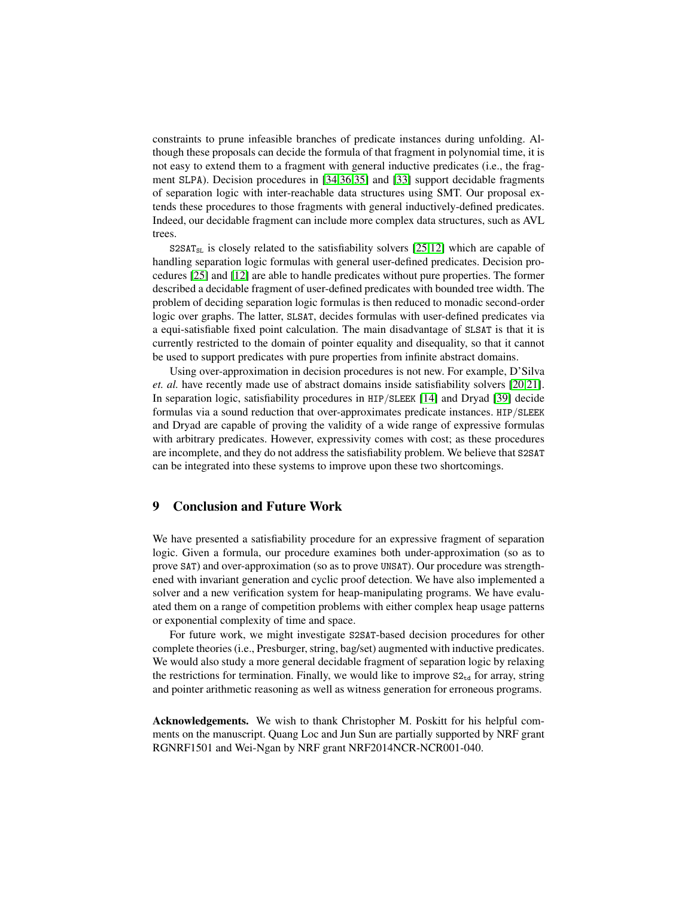constraints to prune infeasible branches of predicate instances during unfolding. Although these proposals can decide the formula of that fragment in polynomial time, it is not easy to extend them to a fragment with general inductive predicates (i.e., the fragment SLPA). Decision procedures in [34,36,35] and [33] support decidable fragments of separation logic with inter-reachable data structures using SMT. Our proposal extends these procedures to those fragments with general inductively-defined predicates. Indeed, our decidable fragment can include more complex data structures, such as AVL trees.

$\mathtt{S2SAT_{SL}}$ is closely related to the satisfiability solvers [25,12] which are capable of handling separation logic formulas with general user-defined predicates. Decision procedures [25] and [12] are able to handle predicates without pure properties. The former described a decidable fragment of user-defined predicates with bounded tree width. The problem of deciding separation logic formulas is then reduced to monadic second-order logic over graphs. The latter, SLSAT, decides formulas with user-defined predicates via a equi-satisfiable fixed point calculation. The main disadvantage of SLSAT is that it is currently restricted to the domain of pointer equality and disequality, so that it cannot be used to support predicates with pure properties from infinite abstract domains.

Using over-approximation in decision procedures is not new. For example, D'Silva *et. al.* have recently made use of abstract domains inside satisfiability solvers [20,21]. In separation logic, satisfiability procedures in HIP/SLEEK [14] and Dryad [39] decide formulas via a sound reduction that over-approximates predicate instances. HIP/SLEEK and Dryad are capable of proving the validity of a wide range of expressive formulas with arbitrary predicates. However, expressivity comes with cost; as these procedures are incomplete, and they do not address the satisfiability problem. We believe that S2SAT can be integrated into these systems to improve upon these two shortcomings.

## 9 Conclusion and Future Work

We have presented a satisfiability procedure for an expressive fragment of separation logic. Given a formula, our procedure examines both under-approximation (so as to prove SAT) and over-approximation (so as to prove UNSAT). Our procedure was strengthened with invariant generation and cyclic proof detection. We have also implemented a solver and a new verification system for heap-manipulating programs. We have evaluated them on a range of competition problems with either complex heap usage patterns or exponential complexity of time and space.

For future work, we might investigate S2SAT-based decision procedures for other complete theories (i.e., Presburger, string, bag/set) augmented with inductive predicates. We would also study a more general decidable fragment of separation logic by relaxing the restrictions for termination. Finally, we would like to improve $\mathtt{S2_{td}}$ for array, string and pointer arithmetic reasoning as well as witness generation for erroneous programs.

**Acknowledgements.** We wish to thank Christopher M. Poskitt for his helpful comments on the manuscript. Quang Loc and Jun Sun are partially supported by NRF grant RGNRF1501 and Wei-Ngan by NRF grant NRF2014NCR-NCR001-040.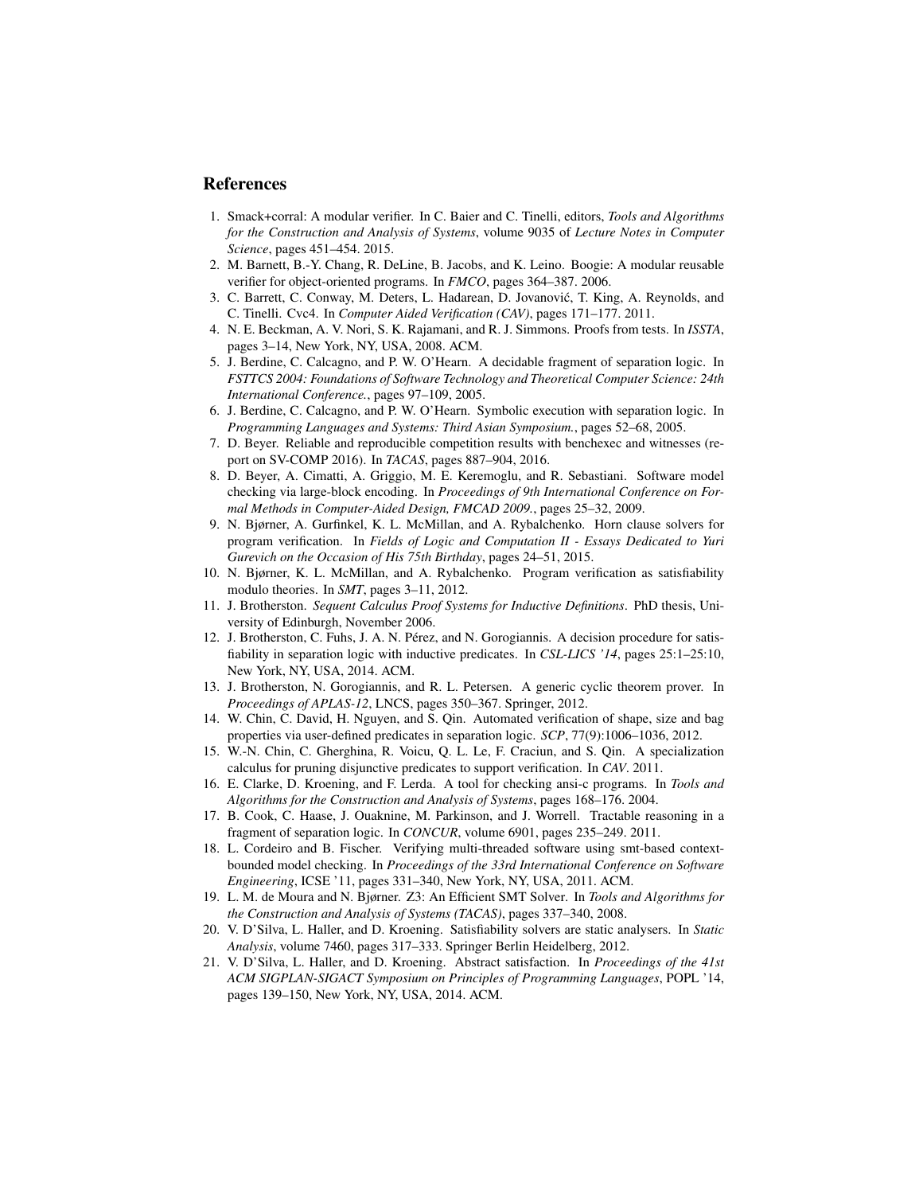## References

1. Smack+corral: A modular verifier. In C. Baier and C. Tinelli, editors, *Tools and Algorithms for the Construction and Analysis of Systems*, volume 9035 of *Lecture Notes in Computer Science*, pages 451–454. 2015.
2. M. Barnett, B.-Y. Chang, R. DeLine, B. Jacobs, and K. Leino. Boogie: A modular reusable verifier for object-oriented programs. In *FMCO*, pages 364–387. 2006.
3. C. Barrett, C. Conway, M. Deters, L. Hadarean, D. Jovanović, T. King, A. Reynolds, and C. Tinelli. Cvc4. In *Computer Aided Verification (CAV)*, pages 171–177. 2011.
4. N. E. Beckman, A. V. Nori, S. K. Rajamani, and R. J. Simmons. Proofs from tests. In *ISSTA*, pages 3–14, New York, NY, USA, 2008. ACM.
5. J. Berdine, C. Calcagno, and P. W. O'Hearn. A decidable fragment of separation logic. In *FSTTCS 2004: Foundations of Software Technology and Theoretical Computer Science: 24th International Conference.*, pages 97–109, 2005.
6. J. Berdine, C. Calcagno, and P. W. O'Hearn. Symbolic execution with separation logic. In *Programming Languages and Systems: Third Asian Symposium.*, pages 52–68, 2005.
7. D. Beyer. Reliable and reproducible competition results with benchexec and witnesses (report on SV-COMP 2016). In *TACAS*, pages 887–904, 2016.
8. D. Beyer, A. Cimatti, A. Griggio, M. E. Keremoglu, and R. Sebastiani. Software model checking via large-block encoding. In *Proceedings of 9th International Conference on Formal Methods in Computer-Aided Design, FMCAD 2009.*, pages 25–32, 2009.
9. N. Bjørner, A. Gurfinkel, K. L. McMillan, and A. Rybalchenko. Horn clause solvers for program verification. In *Fields of Logic and Computation II - Essays Dedicated to Yuri Gurevich on the Occasion of His 75th Birthday*, pages 24–51, 2015.
10. N. Bjørner, K. L. McMillan, and A. Rybalchenko. Program verification as satisfiability modulo theories. In *SMT*, pages 3–11, 2012.
11. J. Brotherston. *Sequent Calculus Proof Systems for Inductive Definitions*. PhD thesis, University of Edinburgh, November 2006.
12. J. Brotherston, C. Fuhs, J. A. N. Pérez, and N. Gorogiannis. A decision procedure for satisfiability in separation logic with inductive predicates. In *CSL-LICS '14*, pages 25:1–25:10, New York, NY, USA, 2014. ACM.
13. J. Brotherston, N. Gorogiannis, and R. L. Petersen. A generic cyclic theorem prover. In *Proceedings of APLAS-12*, LNCS, pages 350–367. Springer, 2012.
14. W. Chin, C. David, H. Nguyen, and S. Qin. Automated verification of shape, size and bag properties via user-defined predicates in separation logic. *SCP*, 77(9):1006–1036, 2012.
15. W.-N. Chin, C. Gherghina, R. Voicu, Q. L. Le, F. Craciun, and S. Qin. A specialization calculus for pruning disjunctive predicates to support verification. In *CAV*. 2011.
16. E. Clarke, D. Kroening, and F. Lerda. A tool for checking ansi-c programs. In *Tools and Algorithms for the Construction and Analysis of Systems*, pages 168–176. 2004.
17. B. Cook, C. Haase, J. Ouaknine, M. Parkinson, and J. Worrell. Tractable reasoning in a fragment of separation logic. In *CONCUR*, volume 6901, pages 235–249. 2011.
18. L. Cordeiro and B. Fischer. Verifying multi-threaded software using smt-based context-bounded model checking. In *Proceedings of the 33rd International Conference on Software Engineering*, ICSE '11, pages 331–340, New York, NY, USA, 2011. ACM.
19. L. M. de Moura and N. Bjørner. Z3: An Efficient SMT Solver. In *Tools and Algorithms for the Construction and Analysis of Systems (TACAS)*, pages 337–340, 2008.
20. V. D'Silva, L. Haller, and D. Kroening. Satisfiability solvers are static analysers. In *Static Analysis*, volume 7460, pages 317–333. Springer Berlin Heidelberg, 2012.
21. V. D'Silva, L. Haller, and D. Kroening. Abstract satisfaction. In *Proceedings of the 41st ACM SIGPLAN-SIGACT Symposium on Principles of Programming Languages*, POPL '14, pages 139–150, New York, NY, USA, 2014. ACM.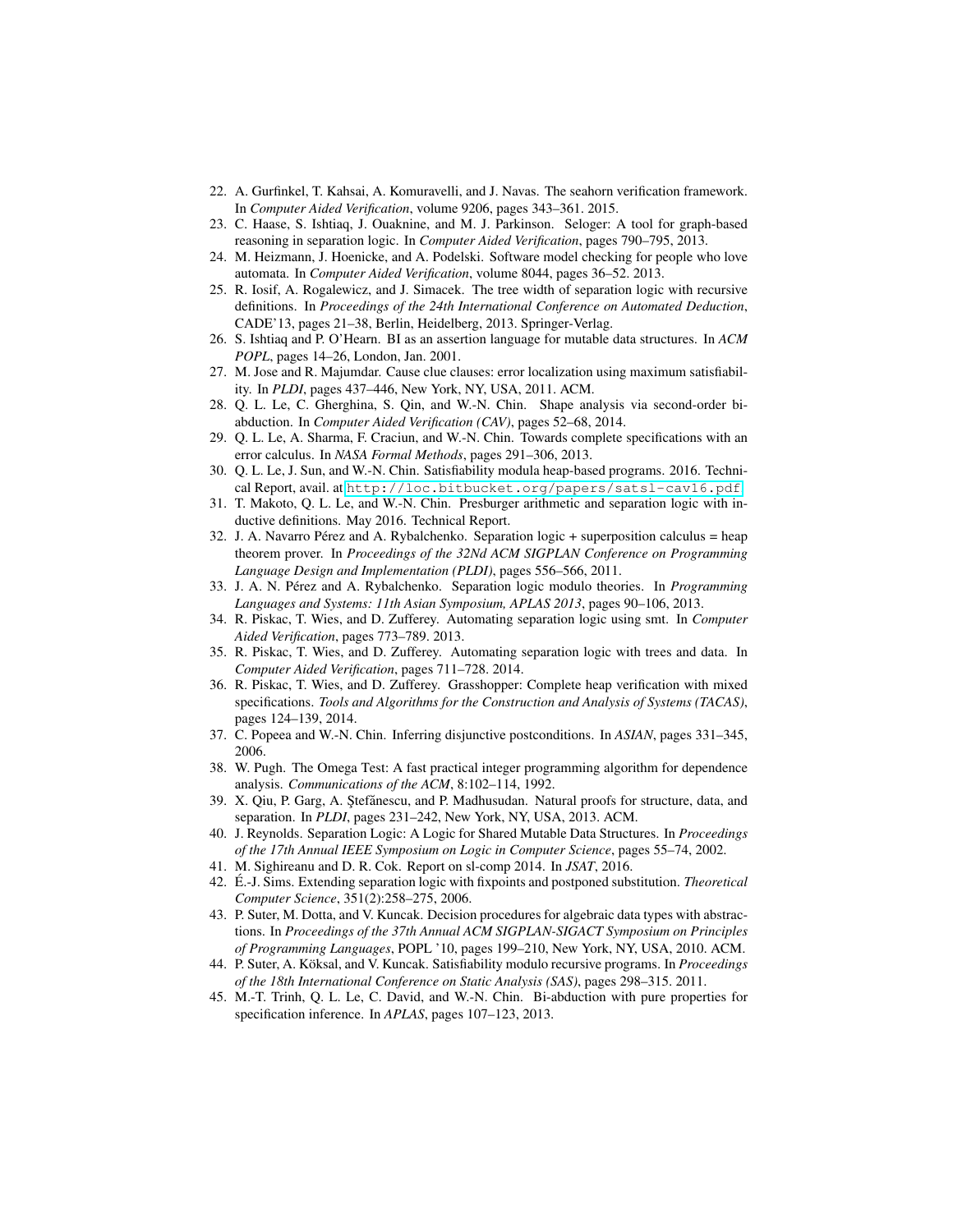22. A. Gurfinkel, T. Kahsai, A. Komuravelli, and J. Navas. The seahorn verification framework. In *Computer Aided Verification*, volume 9206, pages 343–361. 2015.
23. C. Haase, S. Ishtiaq, J. Ouaknine, and M. J. Parkinson. Seloger: A tool for graph-based reasoning in separation logic. In *Computer Aided Verification*, pages 790–795, 2013.
24. M. Heizmann, J. Hoenicke, and A. Podelski. Software model checking for people who love automata. In *Computer Aided Verification*, volume 8044, pages 36–52. 2013.
25. R. Iosif, A. Rogalewicz, and J. Simacek. The tree width of separation logic with recursive definitions. In *Proceedings of the 24th International Conference on Automated Deduction*, CADE'13, pages 21–38, Berlin, Heidelberg, 2013. Springer-Verlag.
26. S. Ishtiaq and P. O'Hearn. BI as an assertion language for mutable data structures. In *ACM POPL*, pages 14–26, London, Jan. 2001.
27. M. Jose and R. Majumdar. Cause clue clauses: error localization using maximum satisfiability. In *PLDI*, pages 437–446, New York, NY, USA, 2011. ACM.
28. Q. L. Le, C. Gherghina, S. Qin, and W.-N. Chin. Shape analysis via second-order bi-abduction. In *Computer Aided Verification (CAV)*, pages 52–68, 2014.
29. Q. L. Le, A. Sharma, F. Craciun, and W.-N. Chin. Towards complete specifications with an error calculus. In *NASA Formal Methods*, pages 291–306, 2013.
30. Q. L. Le, J. Sun, and W.-N. Chin. Satisfiability modula heap-based programs. 2016. Technical Report, avail. at `http://loc.bitbucket.org/papers/satsl-cav16.pdf`.
31. T. Makoto, Q. L. Le, and W.-N. Chin. Presburger arithmetic and separation logic with inductive definitions. May 2016. Technical Report.
32. J. A. Navarro Pérez and A. Rybalchenko. Separation logic + superposition calculus = heap theorem prover. In *Proceedings of the 32Nd ACM SIGPLAN Conference on Programming Language Design and Implementation (PLDI)*, pages 556–566, 2011.
33. J. A. N. Pérez and A. Rybalchenko. Separation logic modulo theories. In *Programming Languages and Systems: 11th Asian Symposium, APLAS 2013*, pages 90–106, 2013.
34. R. Piskac, T. Wies, and D. Zufferey. Automating separation logic using smt. In *Computer Aided Verification*, pages 773–789. 2013.
35. R. Piskac, T. Wies, and D. Zufferey. Automating separation logic with trees and data. In *Computer Aided Verification*, pages 711–728. 2014.
36. R. Piskac, T. Wies, and D. Zufferey. Grasshopper: Complete heap verification with mixed specifications. *Tools and Algorithms for the Construction and Analysis of Systems (TACAS)*, pages 124–139, 2014.
37. C. Popeea and W.-N. Chin. Inferring disjunctive postconditions. In *ASIAN*, pages 331–345, 2006.
38. W. Pugh. The Omega Test: A fast practical integer programming algorithm for dependence analysis. *Communications of the ACM*, 8:102–114, 1992.
39. X. Qiu, P. Garg, A. Ştefănescu, and P. Madhusudan. Natural proofs for structure, data, and separation. In *PLDI*, pages 231–242, New York, NY, USA, 2013. ACM.
40. J. Reynolds. Separation Logic: A Logic for Shared Mutable Data Structures. In *Proceedings of the 17th Annual IEEE Symposium on Logic in Computer Science*, pages 55–74, 2002.
41. M. Sighireanu and D. R. Cok. Report on sl-comp 2014. In *JSAT*, 2016.
42. É.-J. Sims. Extending separation logic with fixpoints and postponed substitution. *Theoretical Computer Science*, 351(2):258–275, 2006.
43. P. Suter, M. Dotta, and V. Kuncak. Decision procedures for algebraic data types with abstractions. In *Proceedings of the 37th Annual ACM SIGPLAN-SIGACT Symposium on Principles of Programming Languages*, POPL '10, pages 199–210, New York, NY, USA, 2010. ACM.
44. P. Suter, A. Köksal, and V. Kuncak. Satisfiability modulo recursive programs. In *Proceedings of the 18th International Conference on Static Analysis (SAS)*, pages 298–315. 2011.
45. M.-T. Trinh, Q. L. Le, C. David, and W.-N. Chin. Bi-abduction with pure properties for specification inference. In *APLAS*, pages 107–123, 2013.